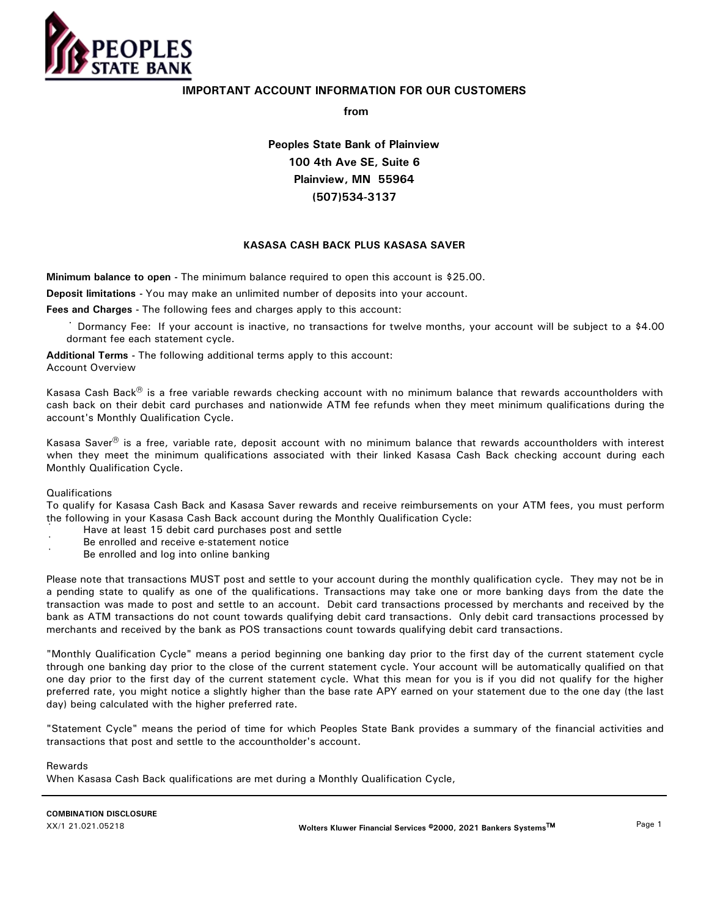**PEOPLES STATE BANK**

## IMPORTANT ACCOUNT INFORMATION FOR OUR CUSTOMERS

**from**

**Peoples State Bank of Plainview**
**100 4th Ave SE, Suite 6**
**Plainview, MN 55964**
**(507)534-3137**

### KASASA CASH BACK PLUS KASASA SAVER

**Minimum balance to open** - The minimum balance required to open this account is $25.00.

**Deposit limitations** - You may make an unlimited number of deposits into your account.

**Fees and Charges** - The following fees and charges apply to this account:

- Dormancy Fee: If your account is inactive, no transactions for twelve months, your account will be subject to a $4.00 dormant fee each statement cycle.

**Additional Terms** - The following additional terms apply to this account:
Account Overview

Kasasa Cash Back® is a free variable rewards checking account with no minimum balance that rewards accountholders with cash back on their debit card purchases and nationwide ATM fee refunds when they meet minimum qualifications during the account's Monthly Qualification Cycle.

Kasasa Saver® is a free, variable rate, deposit account with no minimum balance that rewards accountholders with interest when they meet the minimum qualifications associated with their linked Kasasa Cash Back checking account during each Monthly Qualification Cycle.

Qualifications
To qualify for Kasasa Cash Back and Kasasa Saver rewards and receive reimbursements on your ATM fees, you must perform the following in your Kasasa Cash Back account during the Monthly Qualification Cycle:

- Have at least 15 debit card purchases post and settle
- Be enrolled and receive e-statement notice
- Be enrolled and log into online banking

Please note that transactions MUST post and settle to your account during the monthly qualification cycle. They may not be in a pending state to qualify as one of the qualifications. Transactions may take one or more banking days from the date the transaction was made to post and settle to an account. Debit card transactions processed by merchants and received by the bank as ATM transactions do not count towards qualifying debit card transactions. Only debit card transactions processed by merchants and received by the bank as POS transactions count towards qualifying debit card transactions.

"Monthly Qualification Cycle" means a period beginning one banking day prior to the first day of the current statement cycle through one banking day prior to the close of the current statement cycle. Your account will be automatically qualified on that one day prior to the first day of the current statement cycle. What this mean for you is if you did not qualify for the higher preferred rate, you might notice a slightly higher than the base rate APY earned on your statement due to the one day (the last day) being calculated with the higher preferred rate.

"Statement Cycle" means the period of time for which Peoples State Bank provides a summary of the financial activities and transactions that post and settle to the accountholder's account.

Rewards
When Kasasa Cash Back qualifications are met during a Monthly Qualification Cycle,

COMBINATION DISCLOSURE
XX/1 21.021.05218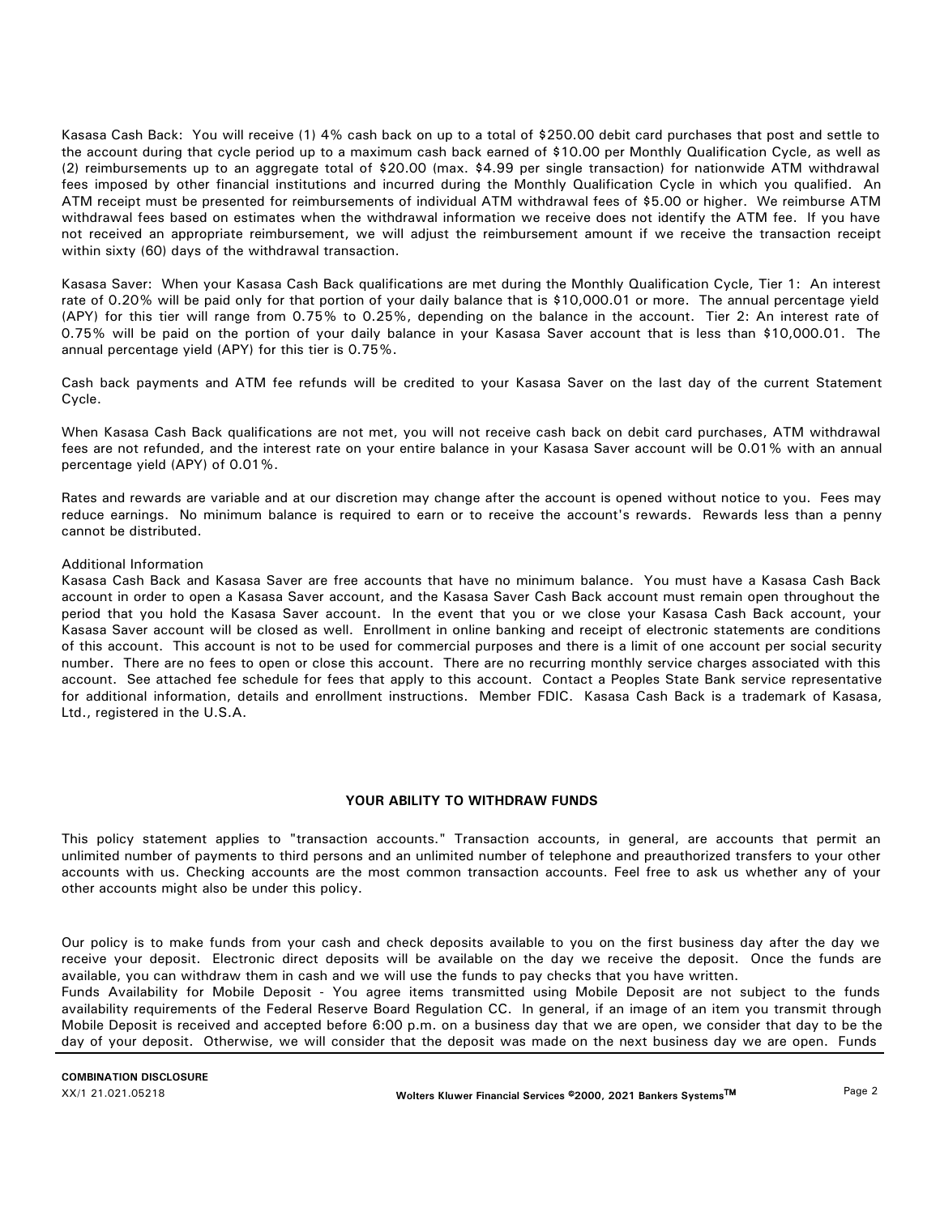Kasasa Cash Back: You will receive (1) 4% cash back on up to a total of $250.00 debit card purchases that post and settle to the account during that cycle period up to a maximum cash back earned of $10.00 per Monthly Qualification Cycle, as well as (2) reimbursements up to an aggregate total of $20.00 (max. $4.99 per single transaction) for nationwide ATM withdrawal fees imposed by other financial institutions and incurred during the Monthly Qualification Cycle in which you qualified. An ATM receipt must be presented for reimbursements of individual ATM withdrawal fees of $5.00 or higher. We reimburse ATM withdrawal fees based on estimates when the withdrawal information we receive does not identify the ATM fee. If you have not received an appropriate reimbursement, we will adjust the reimbursement amount if we receive the transaction receipt within sixty (60) days of the withdrawal transaction.

Kasasa Saver: When your Kasasa Cash Back qualifications are met during the Monthly Qualification Cycle, Tier 1: An interest rate of 0.20% will be paid only for that portion of your daily balance that is $10,000.01 or more. The annual percentage yield (APY) for this tier will range from 0.75% to 0.25%, depending on the balance in the account. Tier 2: An interest rate of 0.75% will be paid on the portion of your daily balance in your Kasasa Saver account that is less than $10,000.01. The annual percentage yield (APY) for this tier is 0.75%.

Cash back payments and ATM fee refunds will be credited to your Kasasa Saver on the last day of the current Statement Cycle.

When Kasasa Cash Back qualifications are not met, you will not receive cash back on debit card purchases, ATM withdrawal fees are not refunded, and the interest rate on your entire balance in your Kasasa Saver account will be 0.01% with an annual percentage yield (APY) of 0.01%.

Rates and rewards are variable and at our discretion may change after the account is opened without notice to you. Fees may reduce earnings. No minimum balance is required to earn or to receive the account's rewards. Rewards less than a penny cannot be distributed.

Additional Information
Kasasa Cash Back and Kasasa Saver are free accounts that have no minimum balance. You must have a Kasasa Cash Back account in order to open a Kasasa Saver account, and the Kasasa Saver Cash Back account must remain open throughout the period that you hold the Kasasa Saver account. In the event that you or we close your Kasasa Cash Back account, your Kasasa Saver account will be closed as well. Enrollment in online banking and receipt of electronic statements are conditions of this account. This account is not to be used for commercial purposes and there is a limit of one account per social security number. There are no fees to open or close this account. There are no recurring monthly service charges associated with this account. See attached fee schedule for fees that apply to this account. Contact a Peoples State Bank service representative for additional information, details and enrollment instructions. Member FDIC. Kasasa Cash Back is a trademark of Kasasa, Ltd., registered in the U.S.A.

## YOUR ABILITY TO WITHDRAW FUNDS

This policy statement applies to "transaction accounts." Transaction accounts, in general, are accounts that permit an unlimited number of payments to third persons and an unlimited number of telephone and preauthorized transfers to your other accounts with us. Checking accounts are the most common transaction accounts. Feel free to ask us whether any of your other accounts might also be under this policy.

Our policy is to make funds from your cash and check deposits available to you on the first business day after the day we receive your deposit. Electronic direct deposits will be available on the day we receive the deposit. Once the funds are available, you can withdraw them in cash and we will use the funds to pay checks that you have written.
Funds Availability for Mobile Deposit - You agree items transmitted using Mobile Deposit are not subject to the funds availability requirements of the Federal Reserve Board Regulation CC. In general, if an image of an item you transmit through Mobile Deposit is received and accepted before 6:00 p.m. on a business day that we are open, we consider that day to be the day of your deposit. Otherwise, we will consider that the deposit was made on the next business day we are open. Funds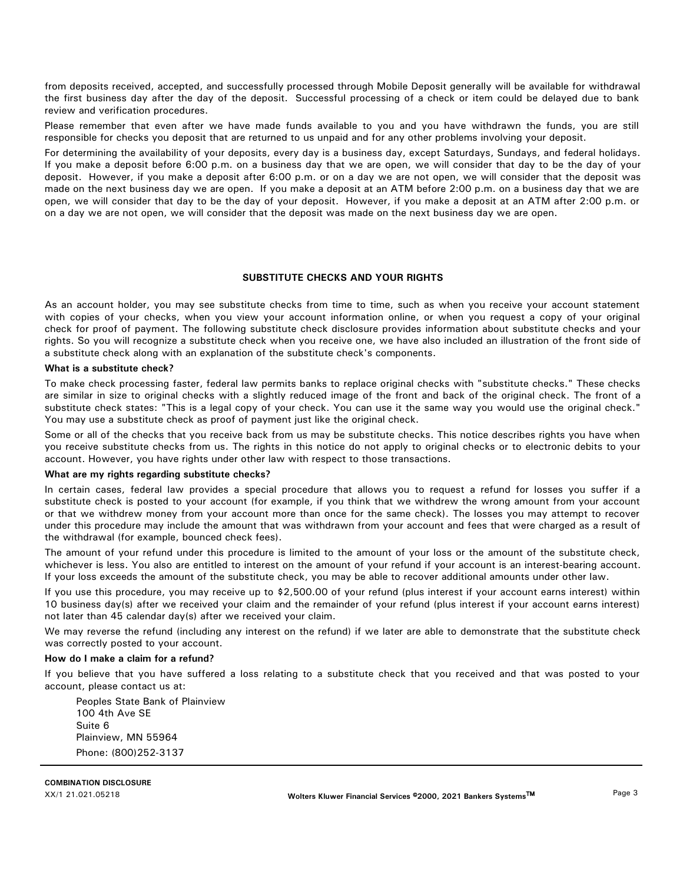from deposits received, accepted, and successfully processed through Mobile Deposit generally will be available for withdrawal the first business day after the day of the deposit. Successful processing of a check or item could be delayed due to bank review and verification procedures.

Please remember that even after we have made funds available to you and you have withdrawn the funds, you are still responsible for checks you deposit that are returned to us unpaid and for any other problems involving your deposit.

For determining the availability of your deposits, every day is a business day, except Saturdays, Sundays, and federal holidays. If you make a deposit before 6:00 p.m. on a business day that we are open, we will consider that day to be the day of your deposit. However, if you make a deposit after 6:00 p.m. or on a day we are not open, we will consider that the deposit was made on the next business day we are open. If you make a deposit at an ATM before 2:00 p.m. on a business day that we are open, we will consider that day to be the day of your deposit. However, if you make a deposit at an ATM after 2:00 p.m. or on a day we are not open, we will consider that the deposit was made on the next business day we are open.

## SUBSTITUTE CHECKS AND YOUR RIGHTS

As an account holder, you may see substitute checks from time to time, such as when you receive your account statement with copies of your checks, when you view your account information online, or when you request a copy of your original check for proof of payment. The following substitute check disclosure provides information about substitute checks and your rights. So you will recognize a substitute check when you receive one, we have also included an illustration of the front side of a substitute check along with an explanation of the substitute check's components.

**What is a substitute check?**

To make check processing faster, federal law permits banks to replace original checks with "substitute checks." These checks are similar in size to original checks with a slightly reduced image of the front and back of the original check. The front of a substitute check states: "This is a legal copy of your check. You can use it the same way you would use the original check." You may use a substitute check as proof of payment just like the original check.

Some or all of the checks that you receive back from us may be substitute checks. This notice describes rights you have when you receive substitute checks from us. The rights in this notice do not apply to original checks or to electronic debits to your account. However, you have rights under other law with respect to those transactions.

**What are my rights regarding substitute checks?**

In certain cases, federal law provides a special procedure that allows you to request a refund for losses you suffer if a substitute check is posted to your account (for example, if you think that we withdrew the wrong amount from your account or that we withdrew money from your account more than once for the same check). The losses you may attempt to recover under this procedure may include the amount that was withdrawn from your account and fees that were charged as a result of the withdrawal (for example, bounced check fees).

The amount of your refund under this procedure is limited to the amount of your loss or the amount of the substitute check, whichever is less. You also are entitled to interest on the amount of your refund if your account is an interest-bearing account. If your loss exceeds the amount of the substitute check, you may be able to recover additional amounts under other law.

If you use this procedure, you may receive up to $2,500.00 of your refund (plus interest if your account earns interest) within 10 business day(s) after we received your claim and the remainder of your refund (plus interest if your account earns interest) not later than 45 calendar day(s) after we received your claim.

We may reverse the refund (including any interest on the refund) if we later are able to demonstrate that the substitute check was correctly posted to your account.

**How do I make a claim for a refund?**

If you believe that you have suffered a loss relating to a substitute check that you received and that was posted to your account, please contact us at:

Peoples State Bank of Plainview
100 4th Ave SE
Suite 6
Plainview, MN 55964
Phone: (800)252-3137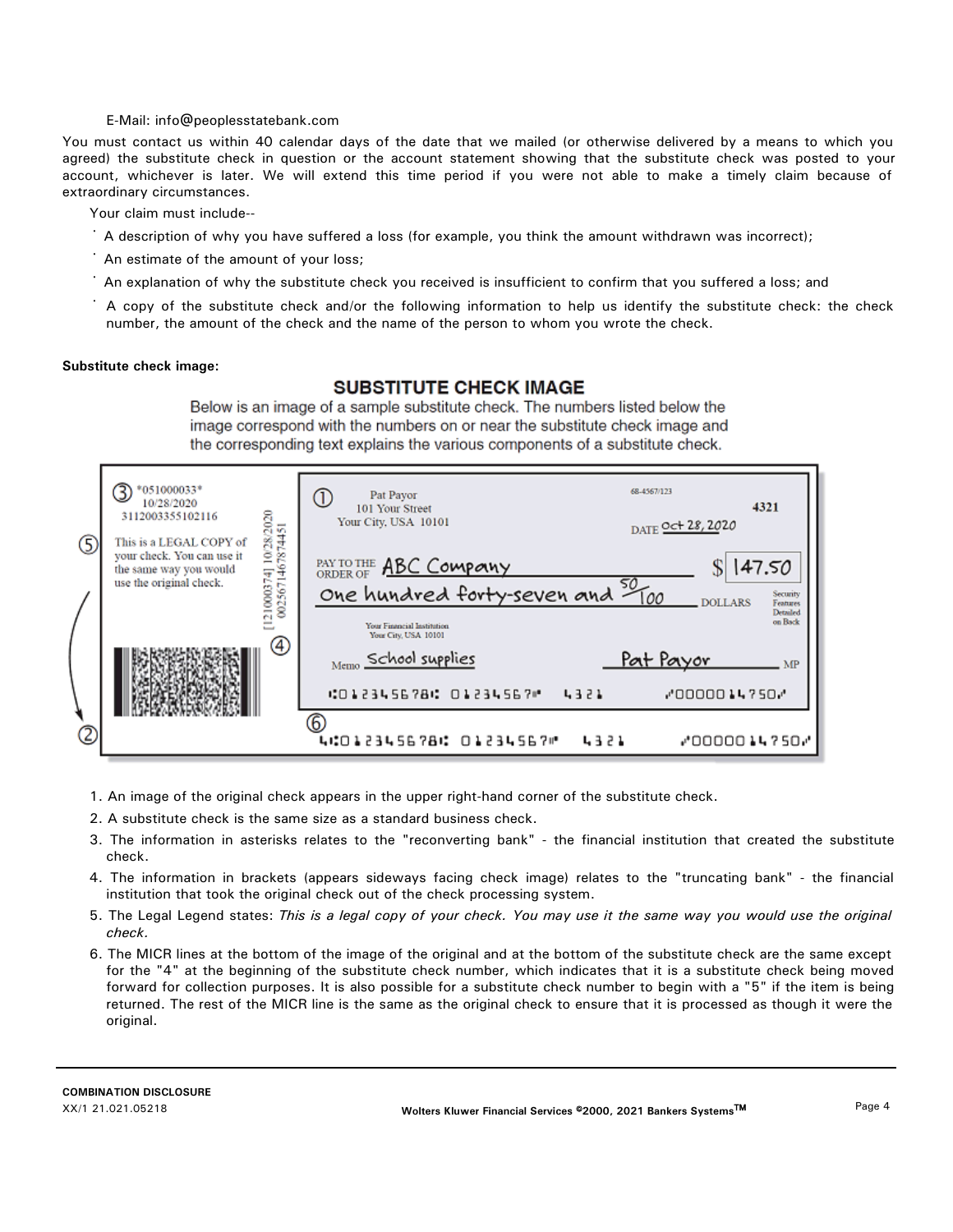E-Mail: info@peoplesstatebank.com

You must contact us within 40 calendar days of the date that we mailed (or otherwise delivered by a means to which you agreed) the substitute check in question or the account statement showing that the substitute check was posted to your account, whichever is later. We will extend this time period if you were not able to make a timely claim because of extraordinary circumstances.

Your claim must include--

- A description of why you have suffered a loss (for example, you think the amount withdrawn was incorrect);
- An estimate of the amount of your loss;
- An explanation of why the substitute check you received is insufficient to confirm that you suffered a loss; and
- A copy of the substitute check and/or the following information to help us identify the substitute check: the check number, the amount of the check and the name of the person to whom you wrote the check.

**Substitute check image:**

## SUBSTITUTE CHECK IMAGE

Below is an image of a sample substitute check. The numbers listed below the image correspond with the numbers on or near the substitute check image and the corresponding text explains the various components of a substitute check.

1. An image of the original check appears in the upper right-hand corner of the substitute check.
2. A substitute check is the same size as a standard business check.
3. The information in asterisks relates to the "reconverting bank" - the financial institution that created the substitute check.
4. The information in brackets (appears sideways facing check image) relates to the "truncating bank" - the financial institution that took the original check out of the check processing system.
5. The Legal Legend states: *This is a legal copy of your check. You may use it the same way you would use the original check.*
6. The MICR lines at the bottom of the image of the original and at the bottom of the substitute check are the same except for the "4" at the beginning of the substitute check number, which indicates that it is a substitute check being moved forward for collection purposes. It is also possible for a substitute check number to begin with a "5" if the item is being returned. The rest of the MICR line is the same as the original check to ensure that it is processed as though it were the original.

**COMBINATION DISCLOSURE**
XX/1 21.021.05218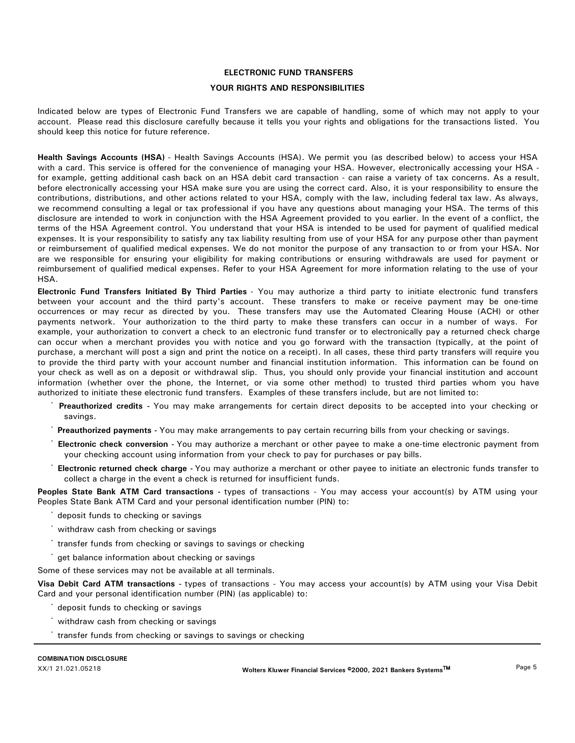## ELECTRONIC FUND TRANSFERS

## YOUR RIGHTS AND RESPONSIBILITIES

Indicated below are types of Electronic Fund Transfers we are capable of handling, some of which may not apply to your account. Please read this disclosure carefully because it tells you your rights and obligations for the transactions listed. You should keep this notice for future reference.

**Health Savings Accounts (HSA)** - Health Savings Accounts (HSA). We permit you (as described below) to access your HSA with a card. This service is offered for the convenience of managing your HSA. However, electronically accessing your HSA - for example, getting additional cash back on an HSA debit card transaction - can raise a variety of tax concerns. As a result, before electronically accessing your HSA make sure you are using the correct card. Also, it is your responsibility to ensure the contributions, distributions, and other actions related to your HSA, comply with the law, including federal tax law. As always, we recommend consulting a legal or tax professional if you have any questions about managing your HSA. The terms of this disclosure are intended to work in conjunction with the HSA Agreement provided to you earlier. In the event of a conflict, the terms of the HSA Agreement control. You understand that your HSA is intended to be used for payment of qualified medical expenses. It is your responsibility to satisfy any tax liability resulting from use of your HSA for any purpose other than payment or reimbursement of qualified medical expenses. We do not monitor the purpose of any transaction to or from your HSA. Nor are we responsible for ensuring your eligibility for making contributions or ensuring withdrawals are used for payment or reimbursement of qualified medical expenses. Refer to your HSA Agreement for more information relating to the use of your HSA.

**Electronic Fund Transfers Initiated By Third Parties** - You may authorize a third party to initiate electronic fund transfers between your account and the third party's account. These transfers to make or receive payment may be one-time occurrences or may recur as directed by you. These transfers may use the Automated Clearing House (ACH) or other payments network. Your authorization to the third party to make these transfers can occur in a number of ways. For example, your authorization to convert a check to an electronic fund transfer or to electronically pay a returned check charge can occur when a merchant provides you with notice and you go forward with the transaction (typically, at the point of purchase, a merchant will post a sign and print the notice on a receipt). In all cases, these third party transfers will require you to provide the third party with your account number and financial institution information. This information can be found on your check as well as on a deposit or withdrawal slip. Thus, you should only provide your financial institution and account information (whether over the phone, the Internet, or via some other method) to trusted third parties whom you have authorized to initiate these electronic fund transfers. Examples of these transfers include, but are not limited to:

- **Preauthorized credits** - You may make arrangements for certain direct deposits to be accepted into your checking or savings.
- **Preauthorized payments** - You may make arrangements to pay certain recurring bills from your checking or savings.
- **Electronic check conversion** - You may authorize a merchant or other payee to make a one-time electronic payment from your checking account using information from your check to pay for purchases or pay bills.
- **Electronic returned check charge** - You may authorize a merchant or other payee to initiate an electronic funds transfer to collect a charge in the event a check is returned for insufficient funds.

**Peoples State Bank ATM Card transactions** - types of transactions - You may access your account(s) by ATM using your Peoples State Bank ATM Card and your personal identification number (PIN) to:

- deposit funds to checking or savings
- withdraw cash from checking or savings
- transfer funds from checking or savings to savings or checking
- get balance information about checking or savings

Some of these services may not be available at all terminals.

**Visa Debit Card ATM transactions** - types of transactions - You may access your account(s) by ATM using your Visa Debit Card and your personal identification number (PIN) (as applicable) to:

- deposit funds to checking or savings
- withdraw cash from checking or savings
- transfer funds from checking or savings to savings or checking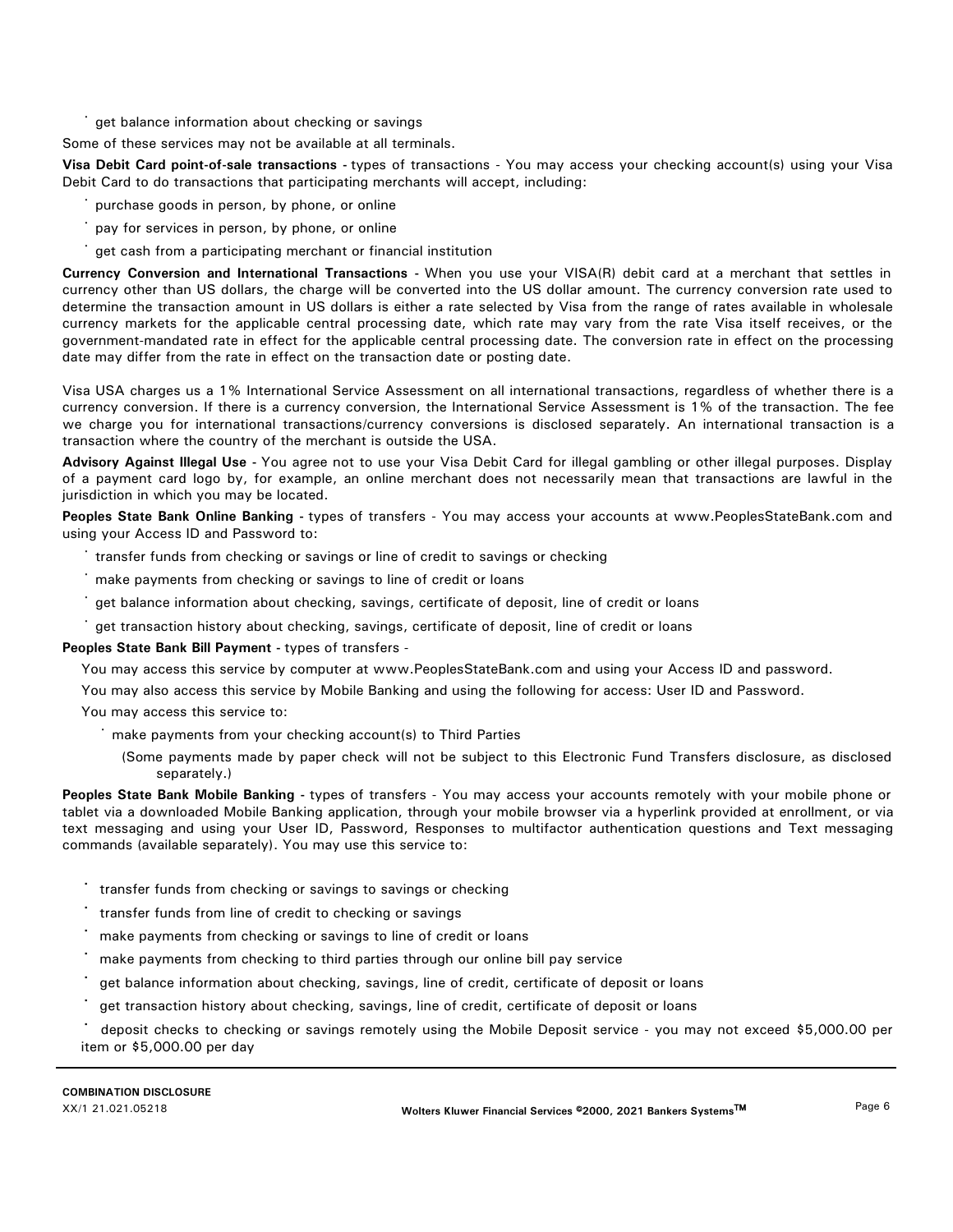- get balance information about checking or savings

Some of these services may not be available at all terminals.

**Visa Debit Card point-of-sale transactions** - types of transactions - You may access your checking account(s) using your Visa Debit Card to do transactions that participating merchants will accept, including:

- purchase goods in person, by phone, or online
- pay for services in person, by phone, or online
- get cash from a participating merchant or financial institution

**Currency Conversion and International Transactions** - When you use your VISA(R) debit card at a merchant that settles in currency other than US dollars, the charge will be converted into the US dollar amount. The currency conversion rate used to determine the transaction amount in US dollars is either a rate selected by Visa from the range of rates available in wholesale currency markets for the applicable central processing date, which rate may vary from the rate Visa itself receives, or the government-mandated rate in effect for the applicable central processing date. The conversion rate in effect on the processing date may differ from the rate in effect on the transaction date or posting date.

Visa USA charges us a 1% International Service Assessment on all international transactions, regardless of whether there is a currency conversion. If there is a currency conversion, the International Service Assessment is 1% of the transaction. The fee we charge you for international transactions/currency conversions is disclosed separately. An international transaction is a transaction where the country of the merchant is outside the USA.

**Advisory Against Illegal Use** - You agree not to use your Visa Debit Card for illegal gambling or other illegal purposes. Display of a payment card logo by, for example, an online merchant does not necessarily mean that transactions are lawful in the jurisdiction in which you may be located.

**Peoples State Bank Online Banking** - types of transfers - You may access your accounts at www.PeoplesStateBank.com and using your Access ID and Password to:

- transfer funds from checking or savings or line of credit to savings or checking
- make payments from checking or savings to line of credit or loans
- get balance information about checking, savings, certificate of deposit, line of credit or loans
- get transaction history about checking, savings, certificate of deposit, line of credit or loans

**Peoples State Bank Bill Payment** - types of transfers -

You may access this service by computer at www.PeoplesStateBank.com and using your Access ID and password.

You may also access this service by Mobile Banking and using the following for access: User ID and Password.

You may access this service to:

- make payments from your checking account(s) to Third Parties

  (Some payments made by paper check will not be subject to this Electronic Fund Transfers disclosure, as disclosed separately.)

**Peoples State Bank Mobile Banking** - types of transfers - You may access your accounts remotely with your mobile phone or tablet via a downloaded Mobile Banking application, through your mobile browser via a hyperlink provided at enrollment, or via text messaging and using your User ID, Password, Responses to multifactor authentication questions and Text messaging commands (available separately). You may use this service to:

- transfer funds from checking or savings to savings or checking
- transfer funds from line of credit to checking or savings
- make payments from checking or savings to line of credit or loans
- make payments from checking to third parties through our online bill pay service
- get balance information about checking, savings, line of credit, certificate of deposit or loans
- get transaction history about checking, savings, line of credit, certificate of deposit or loans
- deposit checks to checking or savings remotely using the Mobile Deposit service - you may not exceed $5,000.00 per item or $5,000.00 per day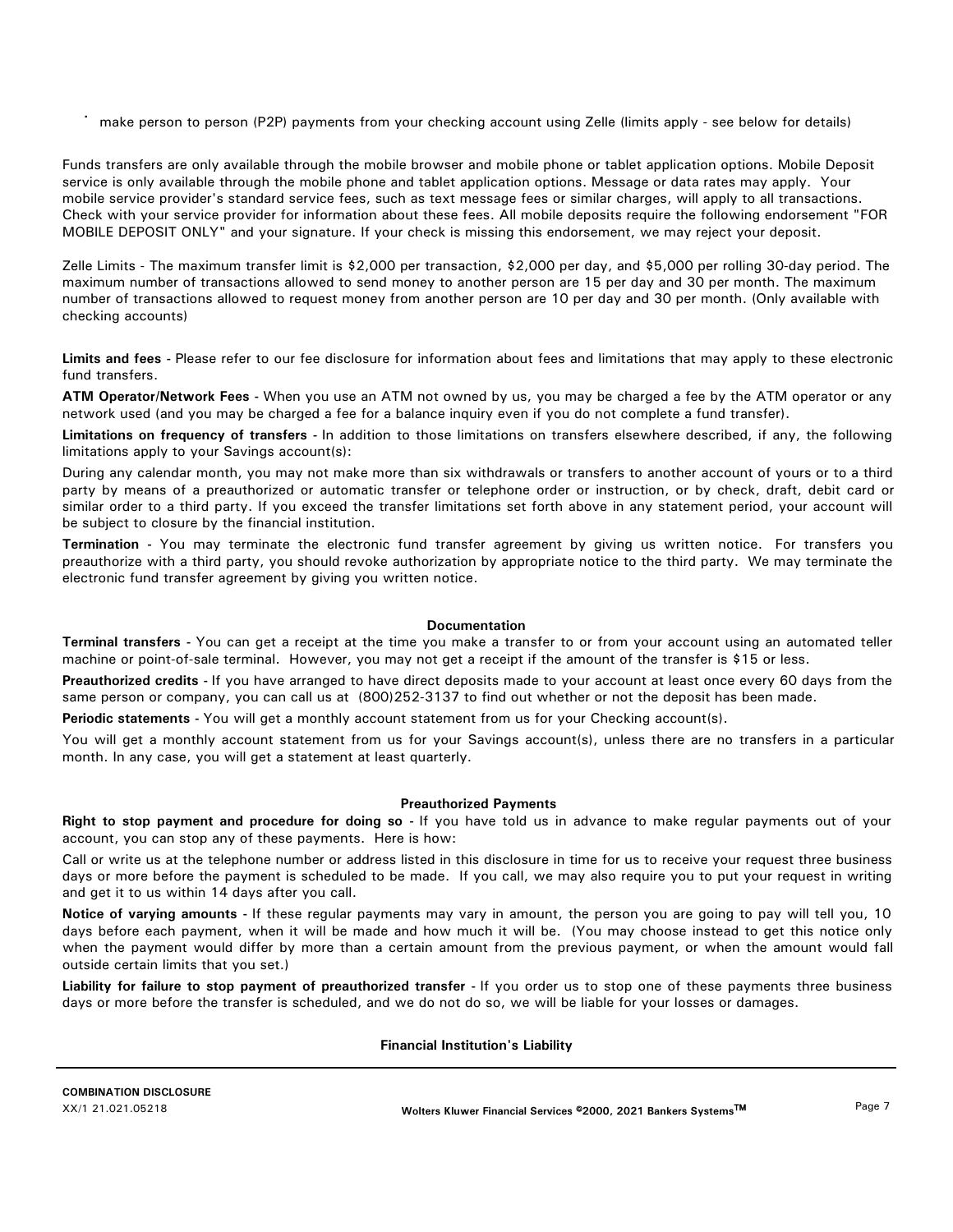- make person to person (P2P) payments from your checking account using Zelle (limits apply - see below for details)

Funds transfers are only available through the mobile browser and mobile phone or tablet application options. Mobile Deposit service is only available through the mobile phone and tablet application options. Message or data rates may apply. Your mobile service provider's standard service fees, such as text message fees or similar charges, will apply to all transactions. Check with your service provider for information about these fees. All mobile deposits require the following endorsement "FOR MOBILE DEPOSIT ONLY" and your signature. If your check is missing this endorsement, we may reject your deposit.

Zelle Limits - The maximum transfer limit is $2,000 per transaction, $2,000 per day, and $5,000 per rolling 30-day period. The maximum number of transactions allowed to send money to another person are 15 per day and 30 per month. The maximum number of transactions allowed to request money from another person are 10 per day and 30 per month. (Only available with checking accounts)

**Limits and fees** - Please refer to our fee disclosure for information about fees and limitations that may apply to these electronic fund transfers.

**ATM Operator/Network Fees** - When you use an ATM not owned by us, you may be charged a fee by the ATM operator or any network used (and you may be charged a fee for a balance inquiry even if you do not complete a fund transfer).

**Limitations on frequency of transfers** - In addition to those limitations on transfers elsewhere described, if any, the following limitations apply to your Savings account(s):

During any calendar month, you may not make more than six withdrawals or transfers to another account of yours or to a third party by means of a preauthorized or automatic transfer or telephone order or instruction, or by check, draft, debit card or similar order to a third party. If you exceed the transfer limitations set forth above in any statement period, your account will be subject to closure by the financial institution.

**Termination** - You may terminate the electronic fund transfer agreement by giving us written notice. For transfers you preauthorize with a third party, you should revoke authorization by appropriate notice to the third party. We may terminate the electronic fund transfer agreement by giving you written notice.

### Documentation

**Terminal transfers** - You can get a receipt at the time you make a transfer to or from your account using an automated teller machine or point-of-sale terminal. However, you may not get a receipt if the amount of the transfer is $15 or less.

**Preauthorized credits** - If you have arranged to have direct deposits made to your account at least once every 60 days from the same person or company, you can call us at (800)252-3137 to find out whether or not the deposit has been made.

**Periodic statements** - You will get a monthly account statement from us for your Checking account(s).

You will get a monthly account statement from us for your Savings account(s), unless there are no transfers in a particular month. In any case, you will get a statement at least quarterly.

### Preauthorized Payments

**Right to stop payment and procedure for doing so** - If you have told us in advance to make regular payments out of your account, you can stop any of these payments. Here is how:

Call or write us at the telephone number or address listed in this disclosure in time for us to receive your request three business days or more before the payment is scheduled to be made. If you call, we may also require you to put your request in writing and get it to us within 14 days after you call.

**Notice of varying amounts** - If these regular payments may vary in amount, the person you are going to pay will tell you, 10 days before each payment, when it will be made and how much it will be. (You may choose instead to get this notice only when the payment would differ by more than a certain amount from the previous payment, or when the amount would fall outside certain limits that you set.)

**Liability for failure to stop payment of preauthorized transfer** - If you order us to stop one of these payments three business days or more before the transfer is scheduled, and we do not do so, we will be liable for your losses or damages.

### Financial Institution's Liability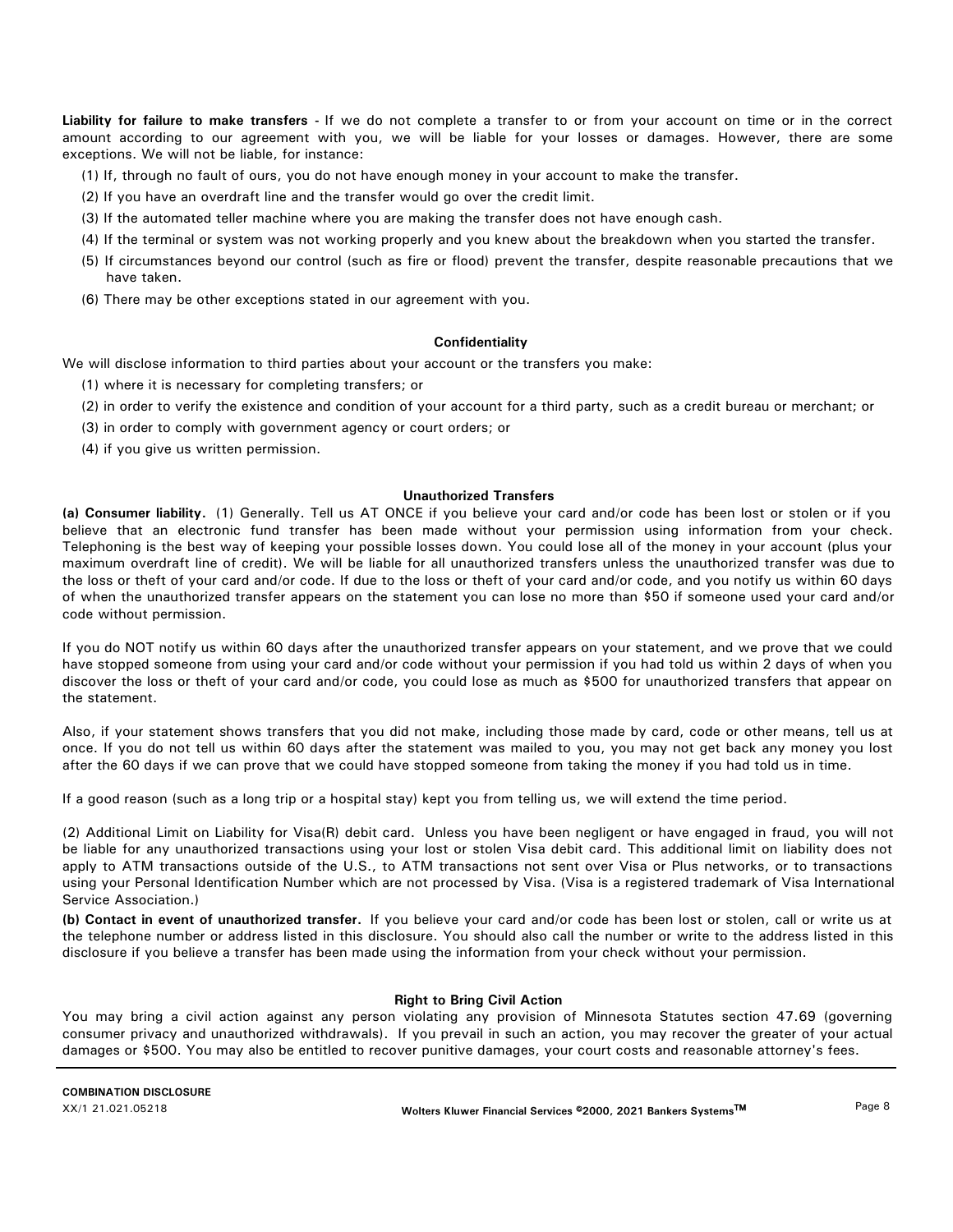**Liability for failure to make transfers** - If we do not complete a transfer to or from your account on time or in the correct amount according to our agreement with you, we will be liable for your losses or damages. However, there are some exceptions. We will not be liable, for instance:

(1) If, through no fault of ours, you do not have enough money in your account to make the transfer.

(2) If you have an overdraft line and the transfer would go over the credit limit.

(3) If the automated teller machine where you are making the transfer does not have enough cash.

(4) If the terminal or system was not working properly and you knew about the breakdown when you started the transfer.

(5) If circumstances beyond our control (such as fire or flood) prevent the transfer, despite reasonable precautions that we have taken.

(6) There may be other exceptions stated in our agreement with you.

**Confidentiality**

We will disclose information to third parties about your account or the transfers you make:

(1) where it is necessary for completing transfers; or

(2) in order to verify the existence and condition of your account for a third party, such as a credit bureau or merchant; or

(3) in order to comply with government agency or court orders; or

(4) if you give us written permission.

**Unauthorized Transfers**

**(a) Consumer liability.** (1) Generally. Tell us AT ONCE if you believe your card and/or code has been lost or stolen or if you believe that an electronic fund transfer has been made without your permission using information from your check. Telephoning is the best way of keeping your possible losses down. You could lose all of the money in your account (plus your maximum overdraft line of credit). We will be liable for all unauthorized transfers unless the unauthorized transfer was due to the loss or theft of your card and/or code. If due to the loss or theft of your card and/or code, and you notify us within 60 days of when the unauthorized transfer appears on the statement you can lose no more than $50 if someone used your card and/or code without permission.

If you do NOT notify us within 60 days after the unauthorized transfer appears on your statement, and we prove that we could have stopped someone from using your card and/or code without your permission if you had told us within 2 days of when you discover the loss or theft of your card and/or code, you could lose as much as $500 for unauthorized transfers that appear on the statement.

Also, if your statement shows transfers that you did not make, including those made by card, code or other means, tell us at once. If you do not tell us within 60 days after the statement was mailed to you, you may not get back any money you lost after the 60 days if we can prove that we could have stopped someone from taking the money if you had told us in time.

If a good reason (such as a long trip or a hospital stay) kept you from telling us, we will extend the time period.

(2) Additional Limit on Liability for Visa(R) debit card. Unless you have been negligent or have engaged in fraud, you will not be liable for any unauthorized transactions using your lost or stolen Visa debit card. This additional limit on liability does not apply to ATM transactions outside of the U.S., to ATM transactions not sent over Visa or Plus networks, or to transactions using your Personal Identification Number which are not processed by Visa. (Visa is a registered trademark of Visa International Service Association.)

**(b) Contact in event of unauthorized transfer.** If you believe your card and/or code has been lost or stolen, call or write us at the telephone number or address listed in this disclosure. You should also call the number or write to the address listed in this disclosure if you believe a transfer has been made using the information from your check without your permission.

**Right to Bring Civil Action**

You may bring a civil action against any person violating any provision of Minnesota Statutes section 47.69 (governing consumer privacy and unauthorized withdrawals). If you prevail in such an action, you may recover the greater of your actual damages or $500. You may also be entitled to recover punitive damages, your court costs and reasonable attorney's fees.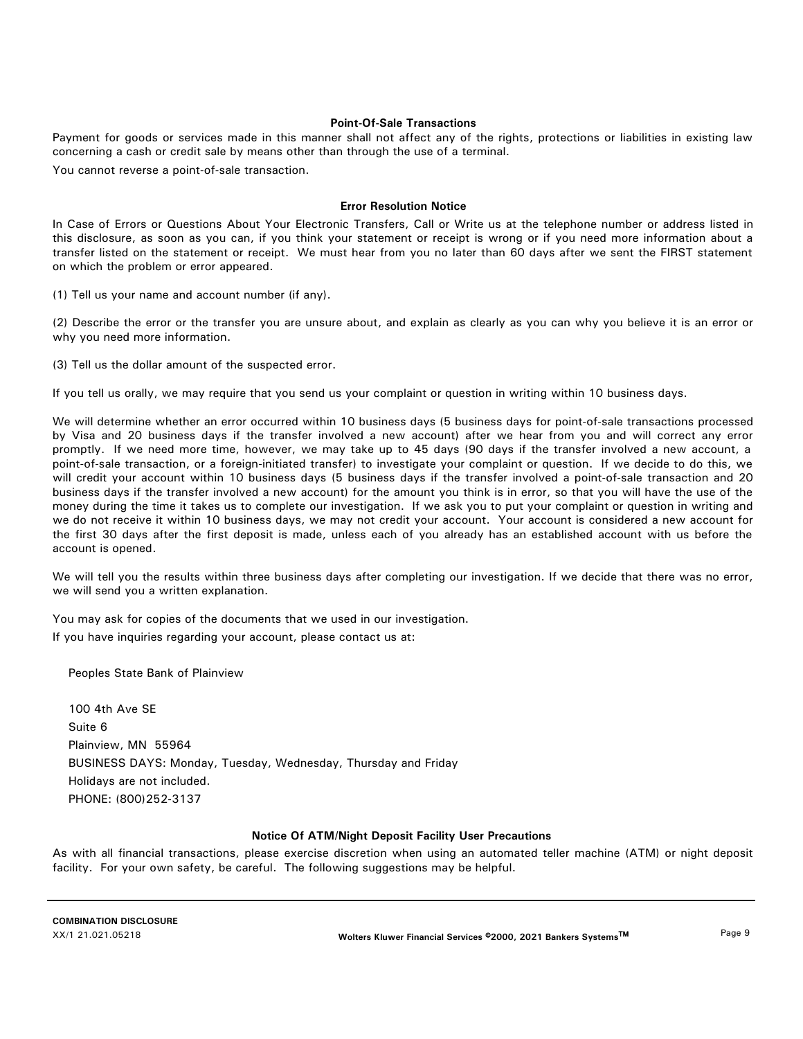### Point-Of-Sale Transactions

Payment for goods or services made in this manner shall not affect any of the rights, protections or liabilities in existing law concerning a cash or credit sale by means other than through the use of a terminal.

You cannot reverse a point-of-sale transaction.

### Error Resolution Notice

In Case of Errors or Questions About Your Electronic Transfers, Call or Write us at the telephone number or address listed in this disclosure, as soon as you can, if you think your statement or receipt is wrong or if you need more information about a transfer listed on the statement or receipt. We must hear from you no later than 60 days after we sent the FIRST statement on which the problem or error appeared.

(1) Tell us your name and account number (if any).

(2) Describe the error or the transfer you are unsure about, and explain as clearly as you can why you believe it is an error or why you need more information.

(3) Tell us the dollar amount of the suspected error.

If you tell us orally, we may require that you send us your complaint or question in writing within 10 business days.

We will determine whether an error occurred within 10 business days (5 business days for point-of-sale transactions processed by Visa and 20 business days if the transfer involved a new account) after we hear from you and will correct any error promptly. If we need more time, however, we may take up to 45 days (90 days if the transfer involved a new account, a point-of-sale transaction, or a foreign-initiated transfer) to investigate your complaint or question. If we decide to do this, we will credit your account within 10 business days (5 business days if the transfer involved a point-of-sale transaction and 20 business days if the transfer involved a new account) for the amount you think is in error, so that you will have the use of the money during the time it takes us to complete our investigation. If we ask you to put your complaint or question in writing and we do not receive it within 10 business days, we may not credit your account. Your account is considered a new account for the first 30 days after the first deposit is made, unless each of you already has an established account with us before the account is opened.

We will tell you the results within three business days after completing our investigation. If we decide that there was no error, we will send you a written explanation.

You may ask for copies of the documents that we used in our investigation.

If you have inquiries regarding your account, please contact us at:

Peoples State Bank of Plainview

100 4th Ave SE
Suite 6
Plainview, MN 55964
BUSINESS DAYS: Monday, Tuesday, Wednesday, Thursday and Friday
Holidays are not included.
PHONE: (800)252-3137

### Notice Of ATM/Night Deposit Facility User Precautions

As with all financial transactions, please exercise discretion when using an automated teller machine (ATM) or night deposit facility. For your own safety, be careful. The following suggestions may be helpful.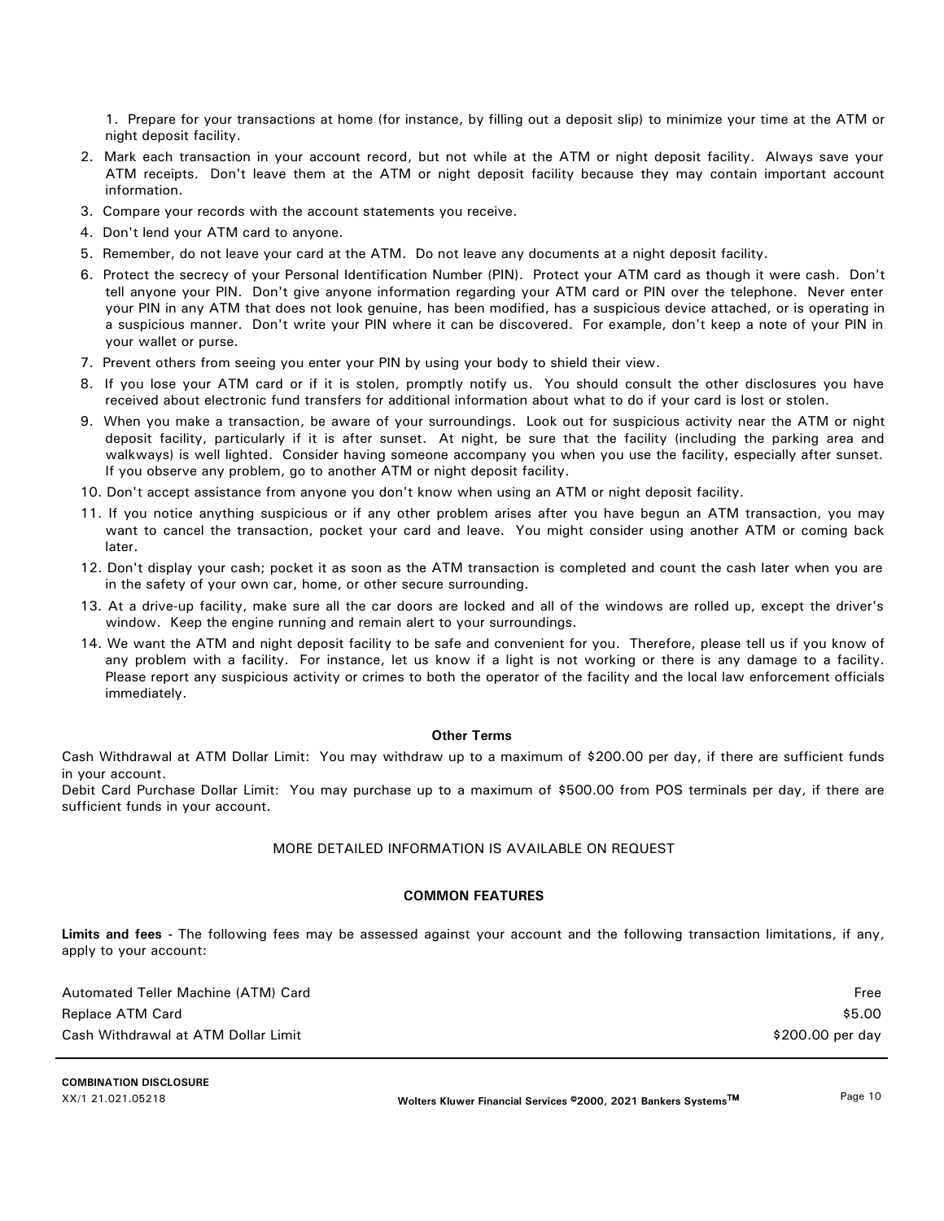1. Prepare for your transactions at home (for instance, by filling out a deposit slip) to minimize your time at the ATM or night deposit facility.
2. Mark each transaction in your account record, but not while at the ATM or night deposit facility. Always save your ATM receipts. Don't leave them at the ATM or night deposit facility because they may contain important account information.
3. Compare your records with the account statements you receive.
4. Don't lend your ATM card to anyone.
5. Remember, do not leave your card at the ATM. Do not leave any documents at a night deposit facility.
6. Protect the secrecy of your Personal Identification Number (PIN). Protect your ATM card as though it were cash. Don't tell anyone your PIN. Don't give anyone information regarding your ATM card or PIN over the telephone. Never enter your PIN in any ATM that does not look genuine, has been modified, has a suspicious device attached, or is operating in a suspicious manner. Don't write your PIN where it can be discovered. For example, don't keep a note of your PIN in your wallet or purse.
7. Prevent others from seeing you enter your PIN by using your body to shield their view.
8. If you lose your ATM card or if it is stolen, promptly notify us. You should consult the other disclosures you have received about electronic fund transfers for additional information about what to do if your card is lost or stolen.
9. When you make a transaction, be aware of your surroundings. Look out for suspicious activity near the ATM or night deposit facility, particularly if it is after sunset. At night, be sure that the facility (including the parking area and walkways) is well lighted. Consider having someone accompany you when you use the facility, especially after sunset. If you observe any problem, go to another ATM or night deposit facility.
10. Don't accept assistance from anyone you don't know when using an ATM or night deposit facility.
11. If you notice anything suspicious or if any other problem arises after you have begun an ATM transaction, you may want to cancel the transaction, pocket your card and leave. You might consider using another ATM or coming back later.
12. Don't display your cash; pocket it as soon as the ATM transaction is completed and count the cash later when you are in the safety of your own car, home, or other secure surrounding.
13. At a drive-up facility, make sure all the car doors are locked and all of the windows are rolled up, except the driver's window. Keep the engine running and remain alert to your surroundings.
14. We want the ATM and night deposit facility to be safe and convenient for you. Therefore, please tell us if you know of any problem with a facility. For instance, let us know if a light is not working or there is any damage to a facility. Please report any suspicious activity or crimes to both the operator of the facility and the local law enforcement officials immediately.

**Other Terms**

Cash Withdrawal at ATM Dollar Limit: You may withdraw up to a maximum of $200.00 per day, if there are sufficient funds in your account.
Debit Card Purchase Dollar Limit: You may purchase up to a maximum of $500.00 from POS terminals per day, if there are sufficient funds in your account.

MORE DETAILED INFORMATION IS AVAILABLE ON REQUEST

**COMMON FEATURES**

**Limits and fees** - The following fees may be assessed against your account and the following transaction limitations, if any, apply to your account:

| | |
|---|---|
| Automated Teller Machine (ATM) Card | Free |
| Replace ATM Card | $5.00 |
| Cash Withdrawal at ATM Dollar Limit | $200.00 per day |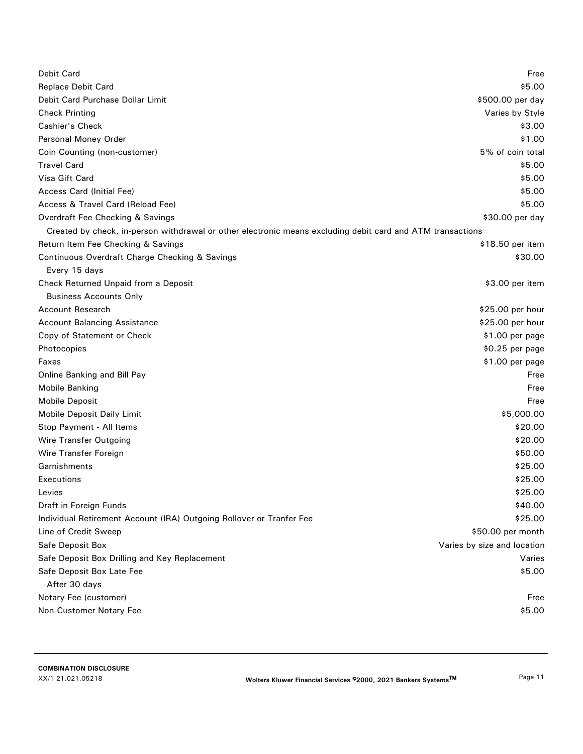| | |
|---|---|
| Debit Card | Free |
| Replace Debit Card | $5.00 |
| Debit Card Purchase Dollar Limit | $500.00 per day |
| Check Printing | Varies by Style |
| Cashier's Check | $3.00 |
| Personal Money Order | $1.00 |
| Coin Counting (non-customer) | 5% of coin total |
| Travel Card | $5.00 |
| Visa Gift Card | $5.00 |
| Access Card (Initial Fee) | $5.00 |
| Access & Travel Card (Reload Fee) | $5.00 |
| Overdraft Fee Checking & Savings | $30.00 per day |
| Created by check, in-person withdrawal or other electronic means excluding debit card and ATM transactions | |
| Return Item Fee Checking & Savings | $18.50 per item |
| Continuous Overdraft Charge Checking & Savings | $30.00 |
| Every 15 days | |
| Check Returned Unpaid from a Deposit | $3.00 per item |
| Business Accounts Only | |
| Account Research | $25.00 per hour |
| Account Balancing Assistance | $25.00 per hour |
| Copy of Statement or Check | $1.00 per page |
| Photocopies | $0.25 per page |
| Faxes | $1.00 per page |
| Online Banking and Bill Pay | Free |
| Mobile Banking | Free |
| Mobile Deposit | Free |
| Mobile Deposit Daily Limit | $5,000.00 |
| Stop Payment - All Items | $20.00 |
| Wire Transfer Outgoing | $20.00 |
| Wire Transfer Foreign | $50.00 |
| Garnishments | $25.00 |
| Executions | $25.00 |
| Levies | $25.00 |
| Draft in Foreign Funds | $40.00 |
| Individual Retirement Account (IRA) Outgoing Rollover or Tranfer Fee | $25.00 |
| Line of Credit Sweep | $50.00 per month |
| Safe Deposit Box | Varies by size and location |
| Safe Deposit Box Drilling and Key Replacement | Varies |
| Safe Deposit Box Late Fee | $5.00 |
| After 30 days | |
| Notary Fee (customer) | Free |
| Non-Customer Notary Fee | $5.00 |

**COMBINATION DISCLOSURE**
XX/1 21.021.05218

Wolters Kluwer Financial Services ©2000, 2021 Bankers Systems™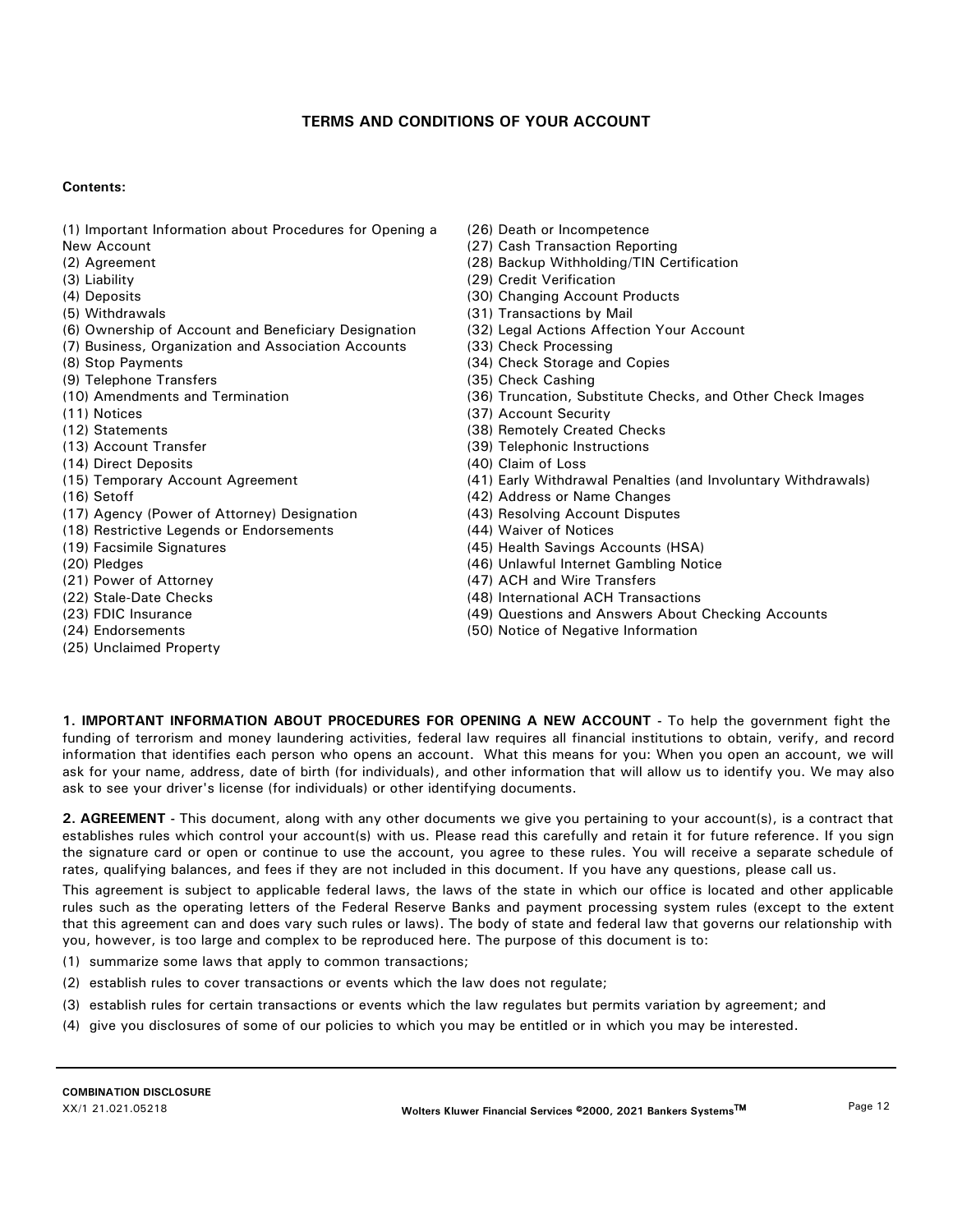## TERMS AND CONDITIONS OF YOUR ACCOUNT

**Contents:**

(1) Important Information about Procedures for Opening a New Account
(2) Agreement
(3) Liability
(4) Deposits
(5) Withdrawals
(6) Ownership of Account and Beneficiary Designation
(7) Business, Organization and Association Accounts
(8) Stop Payments
(9) Telephone Transfers
(10) Amendments and Termination
(11) Notices
(12) Statements
(13) Account Transfer
(14) Direct Deposits
(15) Temporary Account Agreement
(16) Setoff
(17) Agency (Power of Attorney) Designation
(18) Restrictive Legends or Endorsements
(19) Facsimile Signatures
(20) Pledges
(21) Power of Attorney
(22) Stale-Date Checks
(23) FDIC Insurance
(24) Endorsements
(25) Unclaimed Property
(26) Death or Incompetence
(27) Cash Transaction Reporting
(28) Backup Withholding/TIN Certification
(29) Credit Verification
(30) Changing Account Products
(31) Transactions by Mail
(32) Legal Actions Affection Your Account
(33) Check Processing
(34) Check Storage and Copies
(35) Check Cashing
(36) Truncation, Substitute Checks, and Other Check Images
(37) Account Security
(38) Remotely Created Checks
(39) Telephonic Instructions
(40) Claim of Loss
(41) Early Withdrawal Penalties (and Involuntary Withdrawals)
(42) Address or Name Changes
(43) Resolving Account Disputes
(44) Waiver of Notices
(45) Health Savings Accounts (HSA)
(46) Unlawful Internet Gambling Notice
(47) ACH and Wire Transfers
(48) International ACH Transactions
(49) Questions and Answers About Checking Accounts
(50) Notice of Negative Information

**1. IMPORTANT INFORMATION ABOUT PROCEDURES FOR OPENING A NEW ACCOUNT** - To help the government fight the funding of terrorism and money laundering activities, federal law requires all financial institutions to obtain, verify, and record information that identifies each person who opens an account. What this means for you: When you open an account, we will ask for your name, address, date of birth (for individuals), and other information that will allow us to identify you. We may also ask to see your driver's license (for individuals) or other identifying documents.

**2. AGREEMENT** - This document, along with any other documents we give you pertaining to your account(s), is a contract that establishes rules which control your account(s) with us. Please read this carefully and retain it for future reference. If you sign the signature card or open or continue to use the account, you agree to these rules. You will receive a separate schedule of rates, qualifying balances, and fees if they are not included in this document. If you have any questions, please call us.

This agreement is subject to applicable federal laws, the laws of the state in which our office is located and other applicable rules such as the operating letters of the Federal Reserve Banks and payment processing system rules (except to the extent that this agreement can and does vary such rules or laws). The body of state and federal law that governs our relationship with you, however, is too large and complex to be reproduced here. The purpose of this document is to:

(1) summarize some laws that apply to common transactions;

(2) establish rules to cover transactions or events which the law does not regulate;

(3) establish rules for certain transactions or events which the law regulates but permits variation by agreement; and

(4) give you disclosures of some of our policies to which you may be entitled or in which you may be interested.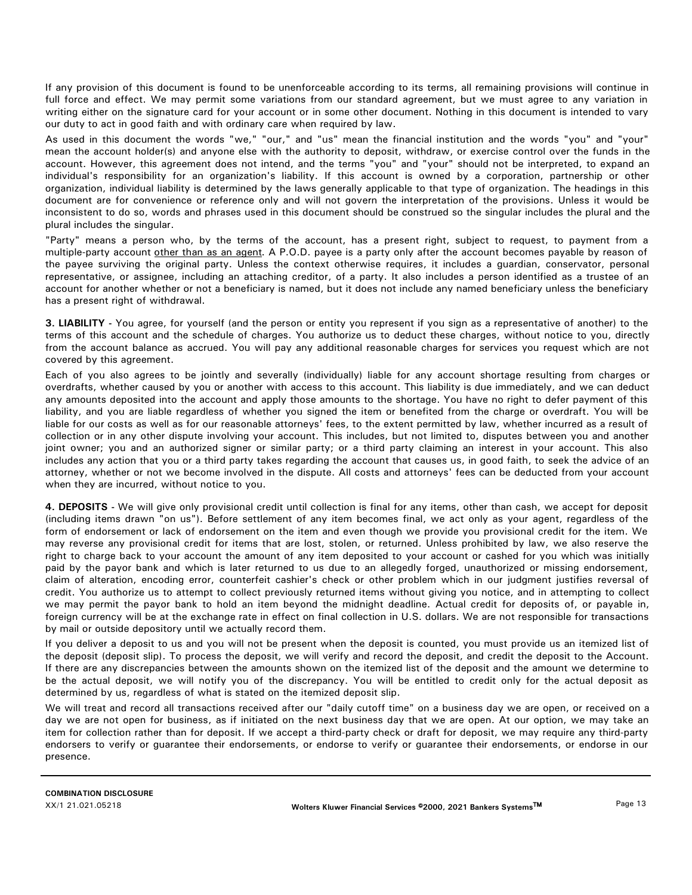If any provision of this document is found to be unenforceable according to its terms, all remaining provisions will continue in full force and effect. We may permit some variations from our standard agreement, but we must agree to any variation in writing either on the signature card for your account or in some other document. Nothing in this document is intended to vary our duty to act in good faith and with ordinary care when required by law.

As used in this document the words "we," "our," and "us" mean the financial institution and the words "you" and "your" mean the account holder(s) and anyone else with the authority to deposit, withdraw, or exercise control over the funds in the account. However, this agreement does not intend, and the terms "you" and "your" should not be interpreted, to expand an individual's responsibility for an organization's liability. If this account is owned by a corporation, partnership or other organization, individual liability is determined by the laws generally applicable to that type of organization. The headings in this document are for convenience or reference only and will not govern the interpretation of the provisions. Unless it would be inconsistent to do so, words and phrases used in this document should be construed so the singular includes the plural and the plural includes the singular.

"Party" means a person who, by the terms of the account, has a present right, subject to request, to payment from a multiple-party account other than as an agent. A P.O.D. payee is a party only after the account becomes payable by reason of the payee surviving the original party. Unless the context otherwise requires, it includes a guardian, conservator, personal representative, or assignee, including an attaching creditor, of a party. It also includes a person identified as a trustee of an account for another whether or not a beneficiary is named, but it does not include any named beneficiary unless the beneficiary has a present right of withdrawal.

**3. LIABILITY** - You agree, for yourself (and the person or entity you represent if you sign as a representative of another) to the terms of this account and the schedule of charges. You authorize us to deduct these charges, without notice to you, directly from the account balance as accrued. You will pay any additional reasonable charges for services you request which are not covered by this agreement.

Each of you also agrees to be jointly and severally (individually) liable for any account shortage resulting from charges or overdrafts, whether caused by you or another with access to this account. This liability is due immediately, and we can deduct any amounts deposited into the account and apply those amounts to the shortage. You have no right to defer payment of this liability, and you are liable regardless of whether you signed the item or benefited from the charge or overdraft. You will be liable for our costs as well as for our reasonable attorneys' fees, to the extent permitted by law, whether incurred as a result of collection or in any other dispute involving your account. This includes, but not limited to, disputes between you and another joint owner; you and an authorized signer or similar party; or a third party claiming an interest in your account. This also includes any action that you or a third party takes regarding the account that causes us, in good faith, to seek the advice of an attorney, whether or not we become involved in the dispute. All costs and attorneys' fees can be deducted from your account when they are incurred, without notice to you.

**4. DEPOSITS** - We will give only provisional credit until collection is final for any items, other than cash, we accept for deposit (including items drawn "on us"). Before settlement of any item becomes final, we act only as your agent, regardless of the form of endorsement or lack of endorsement on the item and even though we provide you provisional credit for the item. We may reverse any provisional credit for items that are lost, stolen, or returned. Unless prohibited by law, we also reserve the right to charge back to your account the amount of any item deposited to your account or cashed for you which was initially paid by the payor bank and which is later returned to us due to an allegedly forged, unauthorized or missing endorsement, claim of alteration, encoding error, counterfeit cashier's check or other problem which in our judgment justifies reversal of credit. You authorize us to attempt to collect previously returned items without giving you notice, and in attempting to collect we may permit the payor bank to hold an item beyond the midnight deadline. Actual credit for deposits of, or payable in, foreign currency will be at the exchange rate in effect on final collection in U.S. dollars. We are not responsible for transactions by mail or outside depository until we actually record them.

If you deliver a deposit to us and you will not be present when the deposit is counted, you must provide us an itemized list of the deposit (deposit slip). To process the deposit, we will verify and record the deposit, and credit the deposit to the Account. If there are any discrepancies between the amounts shown on the itemized list of the deposit and the amount we determine to be the actual deposit, we will notify you of the discrepancy. You will be entitled to credit only for the actual deposit as determined by us, regardless of what is stated on the itemized deposit slip.

We will treat and record all transactions received after our "daily cutoff time" on a business day we are open, or received on a day we are not open for business, as if initiated on the next business day that we are open. At our option, we may take an item for collection rather than for deposit. If we accept a third-party check or draft for deposit, we may require any third-party endorsers to verify or guarantee their endorsements, or endorse to verify or guarantee their endorsements, or endorse in our presence.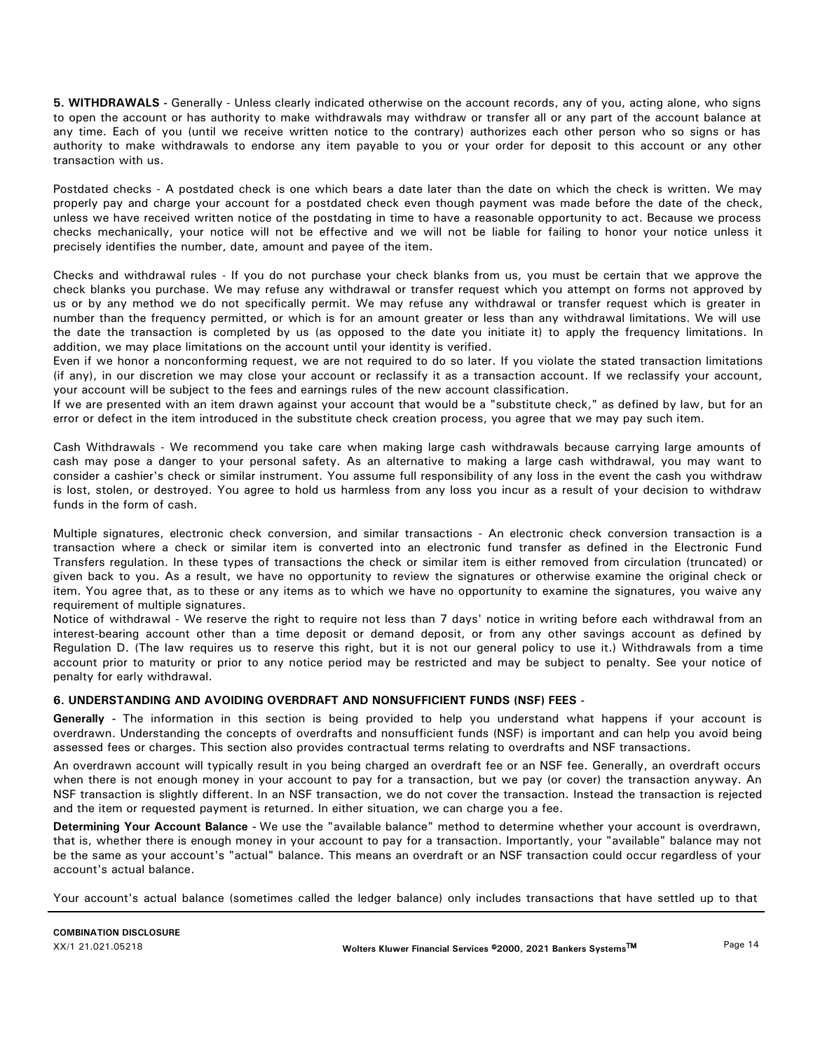**5. WITHDRAWALS** - Generally - Unless clearly indicated otherwise on the account records, any of you, acting alone, who signs to open the account or has authority to make withdrawals may withdraw or transfer all or any part of the account balance at any time. Each of you (until we receive written notice to the contrary) authorizes each other person who so signs or has authority to make withdrawals to endorse any item payable to you or your order for deposit to this account or any other transaction with us.

Postdated checks - A postdated check is one which bears a date later than the date on which the check is written. We may properly pay and charge your account for a postdated check even though payment was made before the date of the check, unless we have received written notice of the postdating in time to have a reasonable opportunity to act. Because we process checks mechanically, your notice will not be effective and we will not be liable for failing to honor your notice unless it precisely identifies the number, date, amount and payee of the item.

Checks and withdrawal rules - If you do not purchase your check blanks from us, you must be certain that we approve the check blanks you purchase. We may refuse any withdrawal or transfer request which you attempt on forms not approved by us or by any method we do not specifically permit. We may refuse any withdrawal or transfer request which is greater in number than the frequency permitted, or which is for an amount greater or less than any withdrawal limitations. We will use the date the transaction is completed by us (as opposed to the date you initiate it) to apply the frequency limitations. In addition, we may place limitations on the account until your identity is verified.

Even if we honor a nonconforming request, we are not required to do so later. If you violate the stated transaction limitations (if any), in our discretion we may close your account or reclassify it as a transaction account. If we reclassify your account, your account will be subject to the fees and earnings rules of the new account classification.

If we are presented with an item drawn against your account that would be a "substitute check," as defined by law, but for an error or defect in the item introduced in the substitute check creation process, you agree that we may pay such item.

Cash Withdrawals - We recommend you take care when making large cash withdrawals because carrying large amounts of cash may pose a danger to your personal safety. As an alternative to making a large cash withdrawal, you may want to consider a cashier's check or similar instrument. You assume full responsibility of any loss in the event the cash you withdraw is lost, stolen, or destroyed. You agree to hold us harmless from any loss you incur as a result of your decision to withdraw funds in the form of cash.

Multiple signatures, electronic check conversion, and similar transactions - An electronic check conversion transaction is a transaction where a check or similar item is converted into an electronic fund transfer as defined in the Electronic Fund Transfers regulation. In these types of transactions the check or similar item is either removed from circulation (truncated) or given back to you. As a result, we have no opportunity to review the signatures or otherwise examine the original check or item. You agree that, as to these or any items as to which we have no opportunity to examine the signatures, you waive any requirement of multiple signatures.

Notice of withdrawal - We reserve the right to require not less than 7 days' notice in writing before each withdrawal from an interest-bearing account other than a time deposit or demand deposit, or from any other savings account as defined by Regulation D. (The law requires us to reserve this right, but it is not our general policy to use it.) Withdrawals from a time account prior to maturity or prior to any notice period may be restricted and may be subject to penalty. See your notice of penalty for early withdrawal.

**6. UNDERSTANDING AND AVOIDING OVERDRAFT AND NONSUFFICIENT FUNDS (NSF) FEES** -

**Generally** - The information in this section is being provided to help you understand what happens if your account is overdrawn. Understanding the concepts of overdrafts and nonsufficient funds (NSF) is important and can help you avoid being assessed fees or charges. This section also provides contractual terms relating to overdrafts and NSF transactions.

An overdrawn account will typically result in you being charged an overdraft fee or an NSF fee. Generally, an overdraft occurs when there is not enough money in your account to pay for a transaction, but we pay (or cover) the transaction anyway. An NSF transaction is slightly different. In an NSF transaction, we do not cover the transaction. Instead the transaction is rejected and the item or requested payment is returned. In either situation, we can charge you a fee.

**Determining Your Account Balance** - We use the "available balance" method to determine whether your account is overdrawn, that is, whether there is enough money in your account to pay for a transaction. Importantly, your "available" balance may not be the same as your account's "actual" balance. This means an overdraft or an NSF transaction could occur regardless of your account's actual balance.

Your account's actual balance (sometimes called the ledger balance) only includes transactions that have settled up to that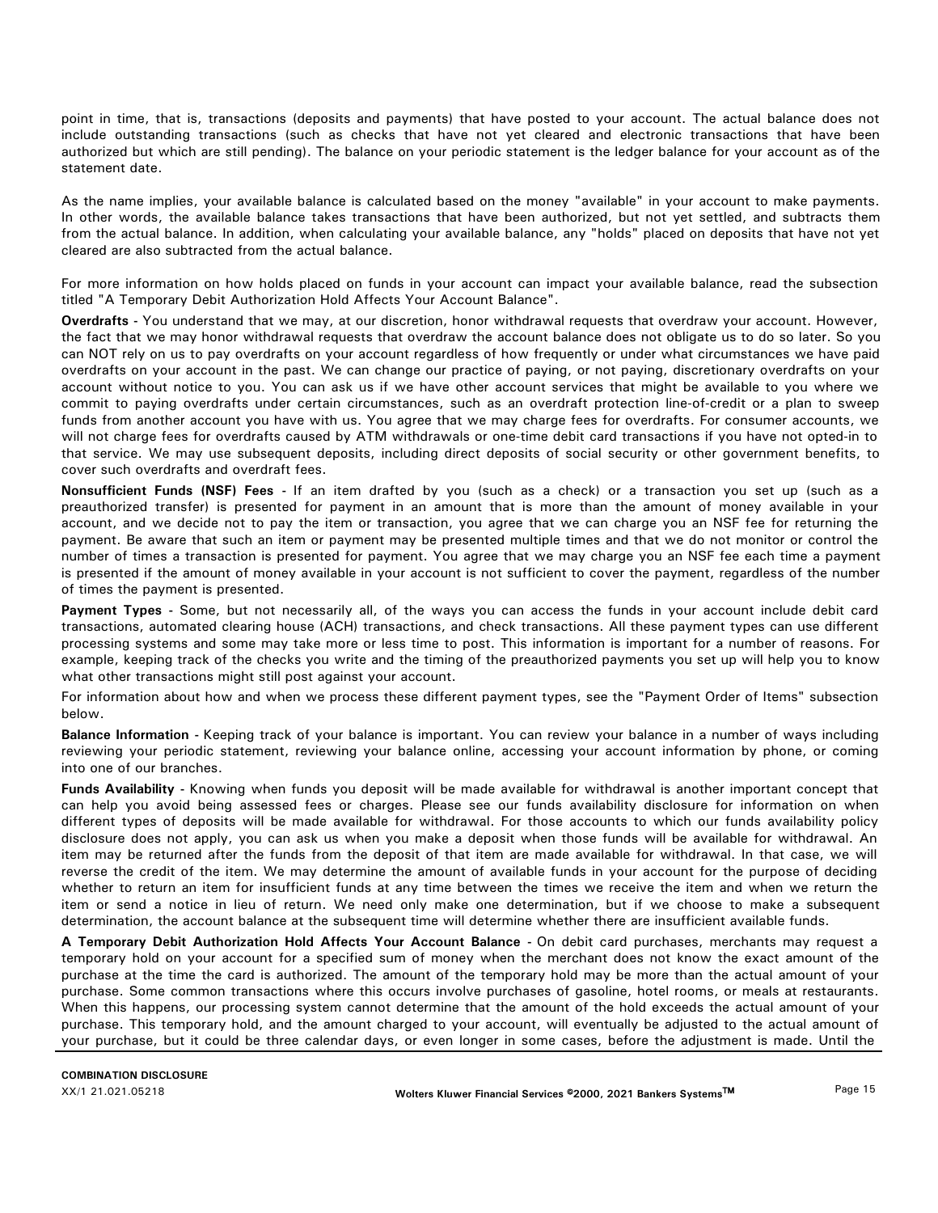point in time, that is, transactions (deposits and payments) that have posted to your account. The actual balance does not include outstanding transactions (such as checks that have not yet cleared and electronic transactions that have been authorized but which are still pending). The balance on your periodic statement is the ledger balance for your account as of the statement date.

As the name implies, your available balance is calculated based on the money "available" in your account to make payments. In other words, the available balance takes transactions that have been authorized, but not yet settled, and subtracts them from the actual balance. In addition, when calculating your available balance, any "holds" placed on deposits that have not yet cleared are also subtracted from the actual balance.

For more information on how holds placed on funds in your account can impact your available balance, read the subsection titled "A Temporary Debit Authorization Hold Affects Your Account Balance".

**Overdrafts** - You understand that we may, at our discretion, honor withdrawal requests that overdraw your account. However, the fact that we may honor withdrawal requests that overdraw the account balance does not obligate us to do so later. So you can NOT rely on us to pay overdrafts on your account regardless of how frequently or under what circumstances we have paid overdrafts on your account in the past. We can change our practice of paying, or not paying, discretionary overdrafts on your account without notice to you. You can ask us if we have other account services that might be available to you where we commit to paying overdrafts under certain circumstances, such as an overdraft protection line-of-credit or a plan to sweep funds from another account you have with us. You agree that we may charge fees for overdrafts. For consumer accounts, we will not charge fees for overdrafts caused by ATM withdrawals or one-time debit card transactions if you have not opted-in to that service. We may use subsequent deposits, including direct deposits of social security or other government benefits, to cover such overdrafts and overdraft fees.

**Nonsufficient Funds (NSF) Fees** - If an item drafted by you (such as a check) or a transaction you set up (such as a preauthorized transfer) is presented for payment in an amount that is more than the amount of money available in your account, and we decide not to pay the item or transaction, you agree that we can charge you an NSF fee for returning the payment. Be aware that such an item or payment may be presented multiple times and that we do not monitor or control the number of times a transaction is presented for payment. You agree that we may charge you an NSF fee each time a payment is presented if the amount of money available in your account is not sufficient to cover the payment, regardless of the number of times the payment is presented.

**Payment Types** - Some, but not necessarily all, of the ways you can access the funds in your account include debit card transactions, automated clearing house (ACH) transactions, and check transactions. All these payment types can use different processing systems and some may take more or less time to post. This information is important for a number of reasons. For example, keeping track of the checks you write and the timing of the preauthorized payments you set up will help you to know what other transactions might still post against your account.

For information about how and when we process these different payment types, see the "Payment Order of Items" subsection below.

**Balance Information** - Keeping track of your balance is important. You can review your balance in a number of ways including reviewing your periodic statement, reviewing your balance online, accessing your account information by phone, or coming into one of our branches.

**Funds Availability** - Knowing when funds you deposit will be made available for withdrawal is another important concept that can help you avoid being assessed fees or charges. Please see our funds availability disclosure for information on when different types of deposits will be made available for withdrawal. For those accounts to which our funds availability policy disclosure does not apply, you can ask us when you make a deposit when those funds will be available for withdrawal. An item may be returned after the funds from the deposit of that item are made available for withdrawal. In that case, we will reverse the credit of the item. We may determine the amount of available funds in your account for the purpose of deciding whether to return an item for insufficient funds at any time between the times we receive the item and when we return the item or send a notice in lieu of return. We need only make one determination, but if we choose to make a subsequent determination, the account balance at the subsequent time will determine whether there are insufficient available funds.

**A Temporary Debit Authorization Hold Affects Your Account Balance** - On debit card purchases, merchants may request a temporary hold on your account for a specified sum of money when the merchant does not know the exact amount of the purchase at the time the card is authorized. The amount of the temporary hold may be more than the actual amount of your purchase. Some common transactions where this occurs involve purchases of gasoline, hotel rooms, or meals at restaurants. When this happens, our processing system cannot determine that the amount of the hold exceeds the actual amount of your purchase. This temporary hold, and the amount charged to your account, will eventually be adjusted to the actual amount of your purchase, but it could be three calendar days, or even longer in some cases, before the adjustment is made. Until the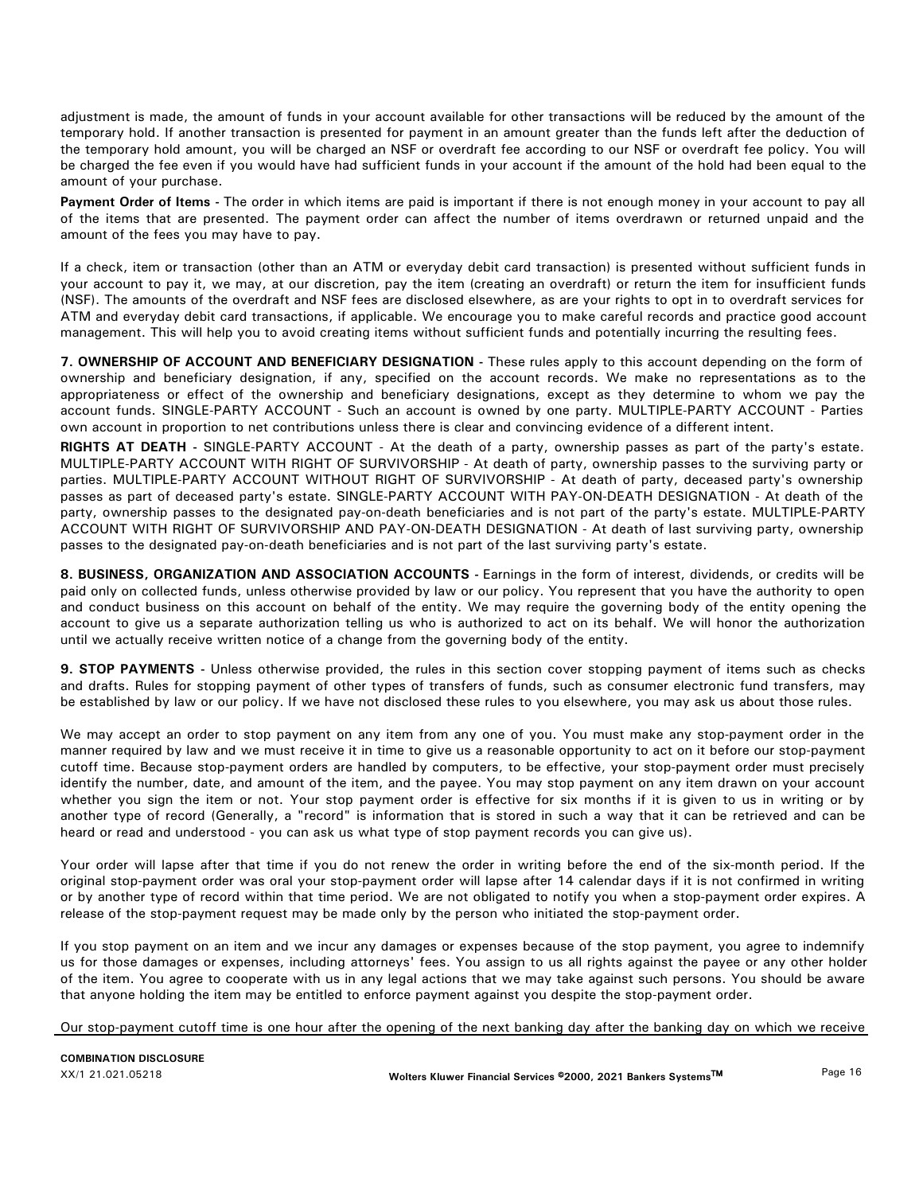adjustment is made, the amount of funds in your account available for other transactions will be reduced by the amount of the temporary hold. If another transaction is presented for payment in an amount greater than the funds left after the deduction of the temporary hold amount, you will be charged an NSF or overdraft fee according to our NSF or overdraft fee policy. You will be charged the fee even if you would have had sufficient funds in your account if the amount of the hold had been equal to the amount of your purchase.

**Payment Order of Items** - The order in which items are paid is important if there is not enough money in your account to pay all of the items that are presented. The payment order can affect the number of items overdrawn or returned unpaid and the amount of the fees you may have to pay.

If a check, item or transaction (other than an ATM or everyday debit card transaction) is presented without sufficient funds in your account to pay it, we may, at our discretion, pay the item (creating an overdraft) or return the item for insufficient funds (NSF). The amounts of the overdraft and NSF fees are disclosed elsewhere, as are your rights to opt in to overdraft services for ATM and everyday debit card transactions, if applicable. We encourage you to make careful records and practice good account management. This will help you to avoid creating items without sufficient funds and potentially incurring the resulting fees.

**7. OWNERSHIP OF ACCOUNT AND BENEFICIARY DESIGNATION** - These rules apply to this account depending on the form of ownership and beneficiary designation, if any, specified on the account records. We make no representations as to the appropriateness or effect of the ownership and beneficiary designations, except as they determine to whom we pay the account funds. SINGLE-PARTY ACCOUNT - Such an account is owned by one party. MULTIPLE-PARTY ACCOUNT - Parties own account in proportion to net contributions unless there is clear and convincing evidence of a different intent.

**RIGHTS AT DEATH** - SINGLE-PARTY ACCOUNT - At the death of a party, ownership passes as part of the party's estate. MULTIPLE-PARTY ACCOUNT WITH RIGHT OF SURVIVORSHIP - At death of party, ownership passes to the surviving party or parties. MULTIPLE-PARTY ACCOUNT WITHOUT RIGHT OF SURVIVORSHIP - At death of party, deceased party's ownership passes as part of deceased party's estate. SINGLE-PARTY ACCOUNT WITH PAY-ON-DEATH DESIGNATION - At death of the party, ownership passes to the designated pay-on-death beneficiaries and is not part of the party's estate. MULTIPLE-PARTY ACCOUNT WITH RIGHT OF SURVIVORSHIP AND PAY-ON-DEATH DESIGNATION - At death of last surviving party, ownership passes to the designated pay-on-death beneficiaries and is not part of the last surviving party's estate.

**8. BUSINESS, ORGANIZATION AND ASSOCIATION ACCOUNTS** - Earnings in the form of interest, dividends, or credits will be paid only on collected funds, unless otherwise provided by law or our policy. You represent that you have the authority to open and conduct business on this account on behalf of the entity. We may require the governing body of the entity opening the account to give us a separate authorization telling us who is authorized to act on its behalf. We will honor the authorization until we actually receive written notice of a change from the governing body of the entity.

**9. STOP PAYMENTS** - Unless otherwise provided, the rules in this section cover stopping payment of items such as checks and drafts. Rules for stopping payment of other types of transfers of funds, such as consumer electronic fund transfers, may be established by law or our policy. If we have not disclosed these rules to you elsewhere, you may ask us about those rules.

We may accept an order to stop payment on any item from any one of you. You must make any stop-payment order in the manner required by law and we must receive it in time to give us a reasonable opportunity to act on it before our stop-payment cutoff time. Because stop-payment orders are handled by computers, to be effective, your stop-payment order must precisely identify the number, date, and amount of the item, and the payee. You may stop payment on any item drawn on your account whether you sign the item or not. Your stop payment order is effective for six months if it is given to us in writing or by another type of record (Generally, a "record" is information that is stored in such a way that it can be retrieved and can be heard or read and understood - you can ask us what type of stop payment records you can give us).

Your order will lapse after that time if you do not renew the order in writing before the end of the six-month period. If the original stop-payment order was oral your stop-payment order will lapse after 14 calendar days if it is not confirmed in writing or by another type of record within that time period. We are not obligated to notify you when a stop-payment order expires. A release of the stop-payment request may be made only by the person who initiated the stop-payment order.

If you stop payment on an item and we incur any damages or expenses because of the stop payment, you agree to indemnify us for those damages or expenses, including attorneys' fees. You assign to us all rights against the payee or any other holder of the item. You agree to cooperate with us in any legal actions that we may take against such persons. You should be aware that anyone holding the item may be entitled to enforce payment against you despite the stop-payment order.

Our stop-payment cutoff time is one hour after the opening of the next banking day after the banking day on which we receive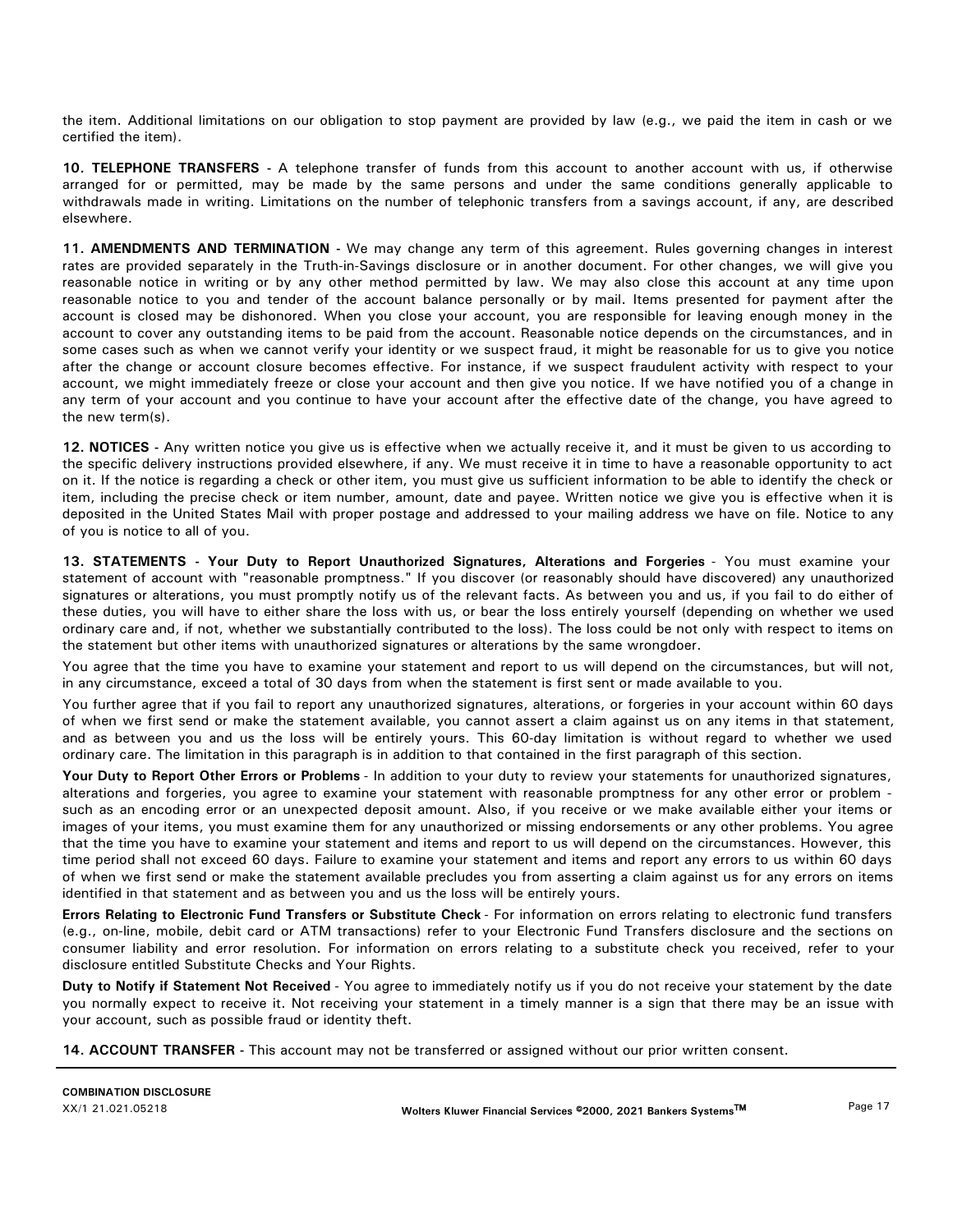the item. Additional limitations on our obligation to stop payment are provided by law (e.g., we paid the item in cash or we certified the item).

**10. TELEPHONE TRANSFERS** - A telephone transfer of funds from this account to another account with us, if otherwise arranged for or permitted, may be made by the same persons and under the same conditions generally applicable to withdrawals made in writing. Limitations on the number of telephonic transfers from a savings account, if any, are described elsewhere.

**11. AMENDMENTS AND TERMINATION** - We may change any term of this agreement. Rules governing changes in interest rates are provided separately in the Truth-in-Savings disclosure or in another document. For other changes, we will give you reasonable notice in writing or by any other method permitted by law. We may also close this account at any time upon reasonable notice to you and tender of the account balance personally or by mail. Items presented for payment after the account is closed may be dishonored. When you close your account, you are responsible for leaving enough money in the account to cover any outstanding items to be paid from the account. Reasonable notice depends on the circumstances, and in some cases such as when we cannot verify your identity or we suspect fraud, it might be reasonable for us to give you notice after the change or account closure becomes effective. For instance, if we suspect fraudulent activity with respect to your account, we might immediately freeze or close your account and then give you notice. If we have notified you of a change in any term of your account and you continue to have your account after the effective date of the change, you have agreed to the new term(s).

**12. NOTICES** - Any written notice you give us is effective when we actually receive it, and it must be given to us according to the specific delivery instructions provided elsewhere, if any. We must receive it in time to have a reasonable opportunity to act on it. If the notice is regarding a check or other item, you must give us sufficient information to be able to identify the check or item, including the precise check or item number, amount, date and payee. Written notice we give you is effective when it is deposited in the United States Mail with proper postage and addressed to your mailing address we have on file. Notice to any of you is notice to all of you.

**13. STATEMENTS - Your Duty to Report Unauthorized Signatures, Alterations and Forgeries** - You must examine your statement of account with "reasonable promptness." If you discover (or reasonably should have discovered) any unauthorized signatures or alterations, you must promptly notify us of the relevant facts. As between you and us, if you fail to do either of these duties, you will have to either share the loss with us, or bear the loss entirely yourself (depending on whether we used ordinary care and, if not, whether we substantially contributed to the loss). The loss could be not only with respect to items on the statement but other items with unauthorized signatures or alterations by the same wrongdoer.

You agree that the time you have to examine your statement and report to us will depend on the circumstances, but will not, in any circumstance, exceed a total of 30 days from when the statement is first sent or made available to you.

You further agree that if you fail to report any unauthorized signatures, alterations, or forgeries in your account within 60 days of when we first send or make the statement available, you cannot assert a claim against us on any items in that statement, and as between you and us the loss will be entirely yours. This 60-day limitation is without regard to whether we used ordinary care. The limitation in this paragraph is in addition to that contained in the first paragraph of this section.

**Your Duty to Report Other Errors or Problems** - In addition to your duty to review your statements for unauthorized signatures, alterations and forgeries, you agree to examine your statement with reasonable promptness for any other error or problem - such as an encoding error or an unexpected deposit amount. Also, if you receive or we make available either your items or images of your items, you must examine them for any unauthorized or missing endorsements or any other problems. You agree that the time you have to examine your statement and items and report to us will depend on the circumstances. However, this time period shall not exceed 60 days. Failure to examine your statement and items and report any errors to us within 60 days of when we first send or make the statement available precludes you from asserting a claim against us for any errors on items identified in that statement and as between you and us the loss will be entirely yours.

**Errors Relating to Electronic Fund Transfers or Substitute Check** - For information on errors relating to electronic fund transfers (e.g., on-line, mobile, debit card or ATM transactions) refer to your Electronic Fund Transfers disclosure and the sections on consumer liability and error resolution. For information on errors relating to a substitute check you received, refer to your disclosure entitled Substitute Checks and Your Rights.

**Duty to Notify if Statement Not Received** - You agree to immediately notify us if you do not receive your statement by the date you normally expect to receive it. Not receiving your statement in a timely manner is a sign that there may be an issue with your account, such as possible fraud or identity theft.

**14. ACCOUNT TRANSFER** - This account may not be transferred or assigned without our prior written consent.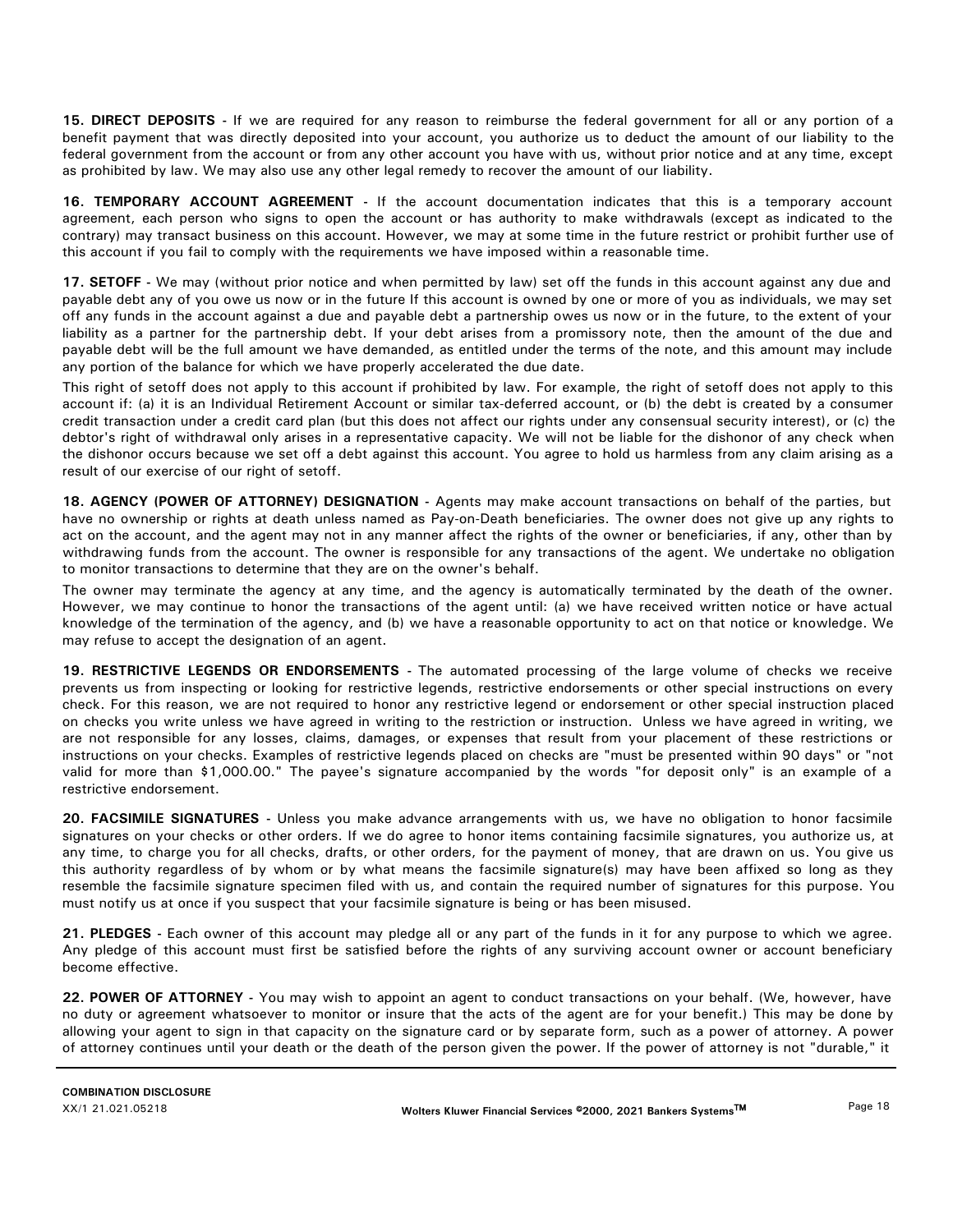**15. DIRECT DEPOSITS** - If we are required for any reason to reimburse the federal government for all or any portion of a benefit payment that was directly deposited into your account, you authorize us to deduct the amount of our liability to the federal government from the account or from any other account you have with us, without prior notice and at any time, except as prohibited by law. We may also use any other legal remedy to recover the amount of our liability.

**16. TEMPORARY ACCOUNT AGREEMENT** - If the account documentation indicates that this is a temporary account agreement, each person who signs to open the account or has authority to make withdrawals (except as indicated to the contrary) may transact business on this account. However, we may at some time in the future restrict or prohibit further use of this account if you fail to comply with the requirements we have imposed within a reasonable time.

**17. SETOFF** - We may (without prior notice and when permitted by law) set off the funds in this account against any due and payable debt any of you owe us now or in the future If this account is owned by one or more of you as individuals, we may set off any funds in the account against a due and payable debt a partnership owes us now or in the future, to the extent of your liability as a partner for the partnership debt. If your debt arises from a promissory note, then the amount of the due and payable debt will be the full amount we have demanded, as entitled under the terms of the note, and this amount may include any portion of the balance for which we have properly accelerated the due date.

This right of setoff does not apply to this account if prohibited by law. For example, the right of setoff does not apply to this account if: (a) it is an Individual Retirement Account or similar tax-deferred account, or (b) the debt is created by a consumer credit transaction under a credit card plan (but this does not affect our rights under any consensual security interest), or (c) the debtor's right of withdrawal only arises in a representative capacity. We will not be liable for the dishonor of any check when the dishonor occurs because we set off a debt against this account. You agree to hold us harmless from any claim arising as a result of our exercise of our right of setoff.

**18. AGENCY (POWER OF ATTORNEY) DESIGNATION** - Agents may make account transactions on behalf of the parties, but have no ownership or rights at death unless named as Pay-on-Death beneficiaries. The owner does not give up any rights to act on the account, and the agent may not in any manner affect the rights of the owner or beneficiaries, if any, other than by withdrawing funds from the account. The owner is responsible for any transactions of the agent. We undertake no obligation to monitor transactions to determine that they are on the owner's behalf.

The owner may terminate the agency at any time, and the agency is automatically terminated by the death of the owner. However, we may continue to honor the transactions of the agent until: (a) we have received written notice or have actual knowledge of the termination of the agency, and (b) we have a reasonable opportunity to act on that notice or knowledge. We may refuse to accept the designation of an agent.

**19. RESTRICTIVE LEGENDS OR ENDORSEMENTS** - The automated processing of the large volume of checks we receive prevents us from inspecting or looking for restrictive legends, restrictive endorsements or other special instructions on every check. For this reason, we are not required to honor any restrictive legend or endorsement or other special instruction placed on checks you write unless we have agreed in writing to the restriction or instruction. Unless we have agreed in writing, we are not responsible for any losses, claims, damages, or expenses that result from your placement of these restrictions or instructions on your checks. Examples of restrictive legends placed on checks are "must be presented within 90 days" or "not valid for more than $1,000.00." The payee's signature accompanied by the words "for deposit only" is an example of a restrictive endorsement.

**20. FACSIMILE SIGNATURES** - Unless you make advance arrangements with us, we have no obligation to honor facsimile signatures on your checks or other orders. If we do agree to honor items containing facsimile signatures, you authorize us, at any time, to charge you for all checks, drafts, or other orders, for the payment of money, that are drawn on us. You give us this authority regardless of by whom or by what means the facsimile signature(s) may have been affixed so long as they resemble the facsimile signature specimen filed with us, and contain the required number of signatures for this purpose. You must notify us at once if you suspect that your facsimile signature is being or has been misused.

**21. PLEDGES** - Each owner of this account may pledge all or any part of the funds in it for any purpose to which we agree. Any pledge of this account must first be satisfied before the rights of any surviving account owner or account beneficiary become effective.

**22. POWER OF ATTORNEY** - You may wish to appoint an agent to conduct transactions on your behalf. (We, however, have no duty or agreement whatsoever to monitor or insure that the acts of the agent are for your benefit.) This may be done by allowing your agent to sign in that capacity on the signature card or by separate form, such as a power of attorney. A power of attorney continues until your death or the death of the person given the power. If the power of attorney is not "durable," it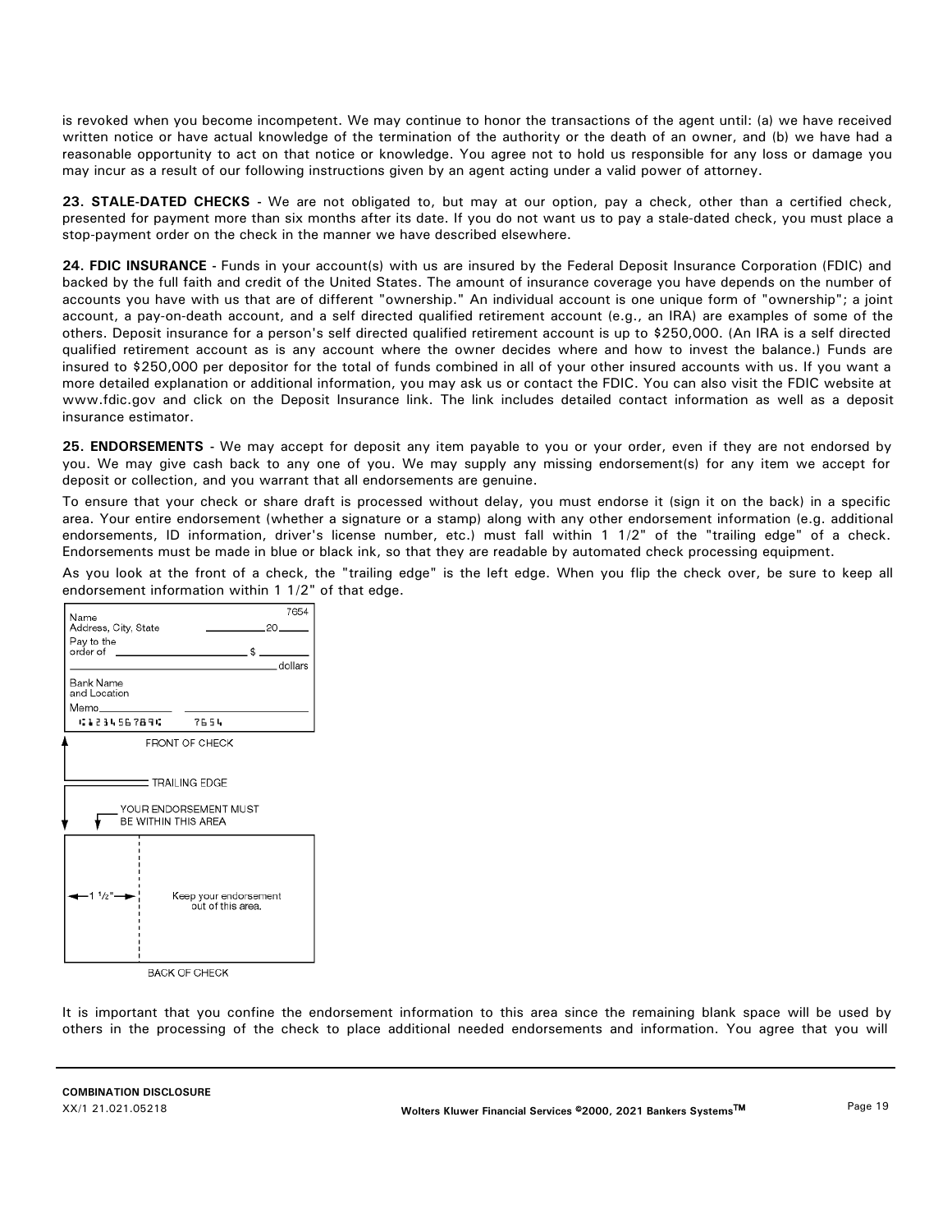is revoked when you become incompetent. We may continue to honor the transactions of the agent until: (a) we have received written notice or have actual knowledge of the termination of the authority or the death of an owner, and (b) we have had a reasonable opportunity to act on that notice or knowledge. You agree not to hold us responsible for any loss or damage you may incur as a result of our following instructions given by an agent acting under a valid power of attorney.

**23. STALE-DATED CHECKS** - We are not obligated to, but may at our option, pay a check, other than a certified check, presented for payment more than six months after its date. If you do not want us to pay a stale-dated check, you must place a stop-payment order on the check in the manner we have described elsewhere.

**24. FDIC INSURANCE** - Funds in your account(s) with us are insured by the Federal Deposit Insurance Corporation (FDIC) and backed by the full faith and credit of the United States. The amount of insurance coverage you have depends on the number of accounts you have with us that are of different "ownership." An individual account is one unique form of "ownership"; a joint account, a pay-on-death account, and a self directed qualified retirement account (e.g., an IRA) are examples of some of the others. Deposit insurance for a person's self directed qualified retirement account is up to $250,000. (An IRA is a self directed qualified retirement account as is any account where the owner decides where and how to invest the balance.) Funds are insured to $250,000 per depositor for the total of funds combined in all of your other insured accounts with us. If you want a more detailed explanation or additional information, you may ask us or contact the FDIC. You can also visit the FDIC website at www.fdic.gov and click on the Deposit Insurance link. The link includes detailed contact information as well as a deposit insurance estimator.

**25. ENDORSEMENTS** - We may accept for deposit any item payable to you or your order, even if they are not endorsed by you. We may give cash back to any one of you. We may supply any missing endorsement(s) for any item we accept for deposit or collection, and you warrant that all endorsements are genuine.

To ensure that your check or share draft is processed without delay, you must endorse it (sign it on the back) in a specific area. Your entire endorsement (whether a signature or a stamp) along with any other endorsement information (e.g. additional endorsements, ID information, driver's license number, etc.) must fall within 1 1/2" of the "trailing edge" of a check. Endorsements must be made in blue or black ink, so that they are readable by automated check processing equipment.

As you look at the front of a check, the "trailing edge" is the left edge. When you flip the check over, be sure to keep all endorsement information within 1 1/2" of that edge.

Name
Address, City, State
7654
20
Pay to the order of $
dollars
Bank Name and Location
Memo
7654

FRONT OF CHECK

TRAILING EDGE

YOUR ENDORSEMENT MUST BE WITHIN THIS AREA

1 1/2"

Keep your endorsement out of this area.

BACK OF CHECK

It is important that you confine the endorsement information to this area since the remaining blank space will be used by others in the processing of the check to place additional needed endorsements and information. You agree that you will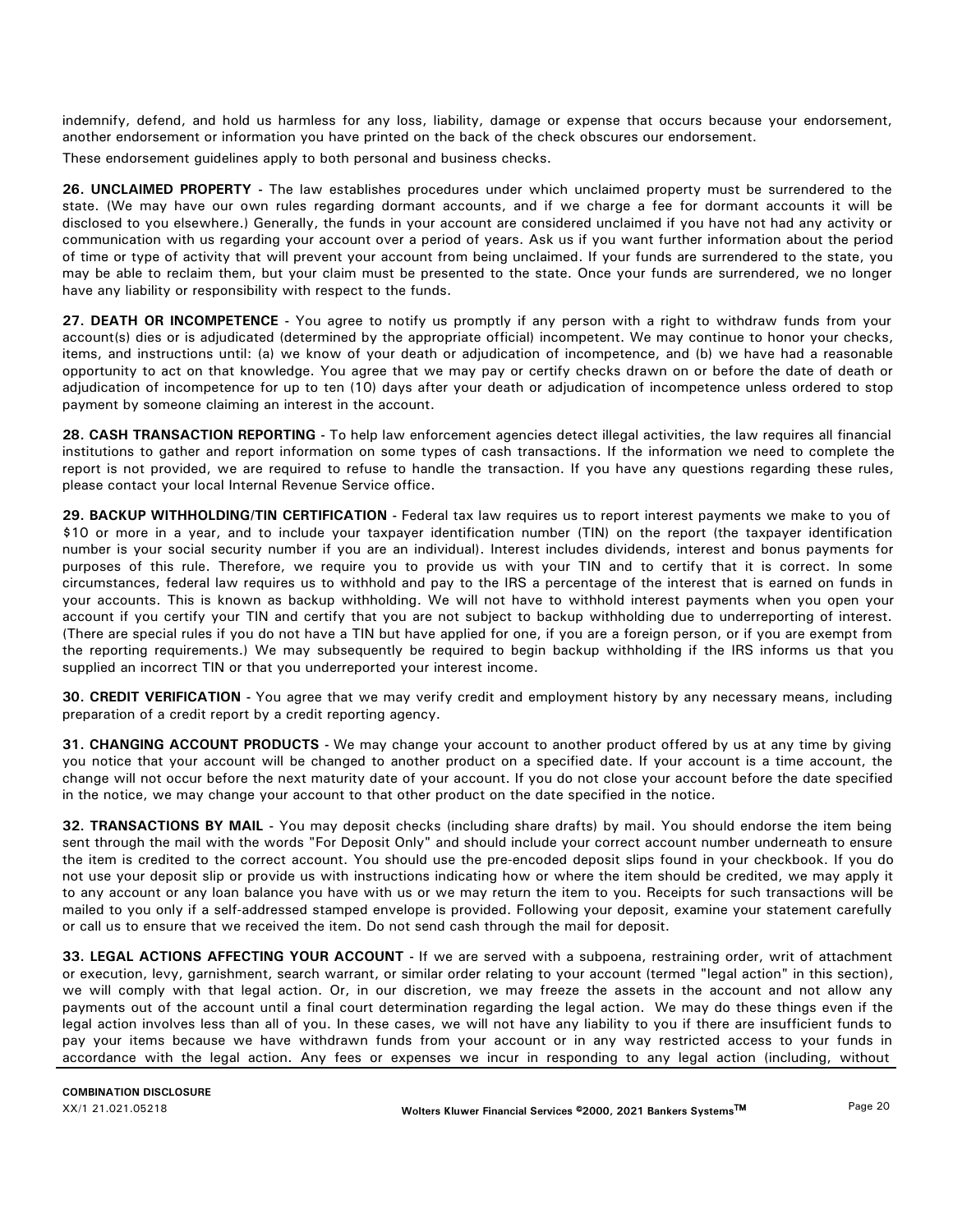indemnify, defend, and hold us harmless for any loss, liability, damage or expense that occurs because your endorsement, another endorsement or information you have printed on the back of the check obscures our endorsement.

These endorsement guidelines apply to both personal and business checks.

**26. UNCLAIMED PROPERTY** - The law establishes procedures under which unclaimed property must be surrendered to the state. (We may have our own rules regarding dormant accounts, and if we charge a fee for dormant accounts it will be disclosed to you elsewhere.) Generally, the funds in your account are considered unclaimed if you have not had any activity or communication with us regarding your account over a period of years. Ask us if you want further information about the period of time or type of activity that will prevent your account from being unclaimed. If your funds are surrendered to the state, you may be able to reclaim them, but your claim must be presented to the state. Once your funds are surrendered, we no longer have any liability or responsibility with respect to the funds.

**27. DEATH OR INCOMPETENCE** - You agree to notify us promptly if any person with a right to withdraw funds from your account(s) dies or is adjudicated (determined by the appropriate official) incompetent. We may continue to honor your checks, items, and instructions until: (a) we know of your death or adjudication of incompetence, and (b) we have had a reasonable opportunity to act on that knowledge. You agree that we may pay or certify checks drawn on or before the date of death or adjudication of incompetence for up to ten (10) days after your death or adjudication of incompetence unless ordered to stop payment by someone claiming an interest in the account.

**28. CASH TRANSACTION REPORTING** - To help law enforcement agencies detect illegal activities, the law requires all financial institutions to gather and report information on some types of cash transactions. If the information we need to complete the report is not provided, we are required to refuse to handle the transaction. If you have any questions regarding these rules, please contact your local Internal Revenue Service office.

**29. BACKUP WITHHOLDING/TIN CERTIFICATION** - Federal tax law requires us to report interest payments we make to you of $10 or more in a year, and to include your taxpayer identification number (TIN) on the report (the taxpayer identification number is your social security number if you are an individual). Interest includes dividends, interest and bonus payments for purposes of this rule. Therefore, we require you to provide us with your TIN and to certify that it is correct. In some circumstances, federal law requires us to withhold and pay to the IRS a percentage of the interest that is earned on funds in your accounts. This is known as backup withholding. We will not have to withhold interest payments when you open your account if you certify your TIN and certify that you are not subject to backup withholding due to underreporting of interest. (There are special rules if you do not have a TIN but have applied for one, if you are a foreign person, or if you are exempt from the reporting requirements.) We may subsequently be required to begin backup withholding if the IRS informs us that you supplied an incorrect TIN or that you underreported your interest income.

**30. CREDIT VERIFICATION** - You agree that we may verify credit and employment history by any necessary means, including preparation of a credit report by a credit reporting agency.

**31. CHANGING ACCOUNT PRODUCTS** - We may change your account to another product offered by us at any time by giving you notice that your account will be changed to another product on a specified date. If your account is a time account, the change will not occur before the next maturity date of your account. If you do not close your account before the date specified in the notice, we may change your account to that other product on the date specified in the notice.

**32. TRANSACTIONS BY MAIL** - You may deposit checks (including share drafts) by mail. You should endorse the item being sent through the mail with the words "For Deposit Only" and should include your correct account number underneath to ensure the item is credited to the correct account. You should use the pre-encoded deposit slips found in your checkbook. If you do not use your deposit slip or provide us with instructions indicating how or where the item should be credited, we may apply it to any account or any loan balance you have with us or we may return the item to you. Receipts for such transactions will be mailed to you only if a self-addressed stamped envelope is provided. Following your deposit, examine your statement carefully or call us to ensure that we received the item. Do not send cash through the mail for deposit.

**33. LEGAL ACTIONS AFFECTING YOUR ACCOUNT** - If we are served with a subpoena, restraining order, writ of attachment or execution, levy, garnishment, search warrant, or similar order relating to your account (termed "legal action" in this section), we will comply with that legal action. Or, in our discretion, we may freeze the assets in the account and not allow any payments out of the account until a final court determination regarding the legal action. We may do these things even if the legal action involves less than all of you. In these cases, we will not have any liability to you if there are insufficient funds to pay your items because we have withdrawn funds from your account or in any way restricted access to your funds in accordance with the legal action. Any fees or expenses we incur in responding to any legal action (including, without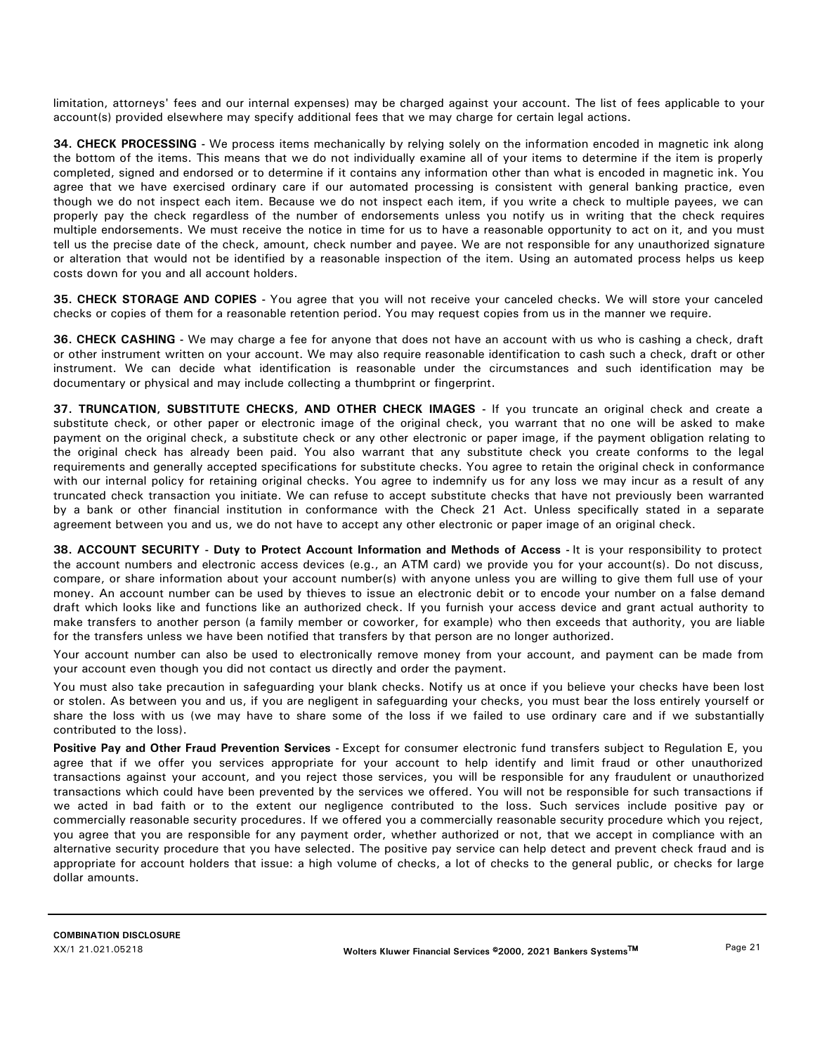limitation, attorneys' fees and our internal expenses) may be charged against your account. The list of fees applicable to your account(s) provided elsewhere may specify additional fees that we may charge for certain legal actions.

**34. CHECK PROCESSING** - We process items mechanically by relying solely on the information encoded in magnetic ink along the bottom of the items. This means that we do not individually examine all of your items to determine if the item is properly completed, signed and endorsed or to determine if it contains any information other than what is encoded in magnetic ink. You agree that we have exercised ordinary care if our automated processing is consistent with general banking practice, even though we do not inspect each item. Because we do not inspect each item, if you write a check to multiple payees, we can properly pay the check regardless of the number of endorsements unless you notify us in writing that the check requires multiple endorsements. We must receive the notice in time for us to have a reasonable opportunity to act on it, and you must tell us the precise date of the check, amount, check number and payee. We are not responsible for any unauthorized signature or alteration that would not be identified by a reasonable inspection of the item. Using an automated process helps us keep costs down for you and all account holders.

**35. CHECK STORAGE AND COPIES** - You agree that you will not receive your canceled checks. We will store your canceled checks or copies of them for a reasonable retention period. You may request copies from us in the manner we require.

**36. CHECK CASHING** - We may charge a fee for anyone that does not have an account with us who is cashing a check, draft or other instrument written on your account. We may also require reasonable identification to cash such a check, draft or other instrument. We can decide what identification is reasonable under the circumstances and such identification may be documentary or physical and may include collecting a thumbprint or fingerprint.

**37. TRUNCATION, SUBSTITUTE CHECKS, AND OTHER CHECK IMAGES** - If you truncate an original check and create a substitute check, or other paper or electronic image of the original check, you warrant that no one will be asked to make payment on the original check, a substitute check or any other electronic or paper image, if the payment obligation relating to the original check has already been paid. You also warrant that any substitute check you create conforms to the legal requirements and generally accepted specifications for substitute checks. You agree to retain the original check in conformance with our internal policy for retaining original checks. You agree to indemnify us for any loss we may incur as a result of any truncated check transaction you initiate. We can refuse to accept substitute checks that have not previously been warranted by a bank or other financial institution in conformance with the Check 21 Act. Unless specifically stated in a separate agreement between you and us, we do not have to accept any other electronic or paper image of an original check.

**38. ACCOUNT SECURITY** - **Duty to Protect Account Information and Methods of Access** - It is your responsibility to protect the account numbers and electronic access devices (e.g., an ATM card) we provide you for your account(s). Do not discuss, compare, or share information about your account number(s) with anyone unless you are willing to give them full use of your money. An account number can be used by thieves to issue an electronic debit or to encode your number on a false demand draft which looks like and functions like an authorized check. If you furnish your access device and grant actual authority to make transfers to another person (a family member or coworker, for example) who then exceeds that authority, you are liable for the transfers unless we have been notified that transfers by that person are no longer authorized.

Your account number can also be used to electronically remove money from your account, and payment can be made from your account even though you did not contact us directly and order the payment.

You must also take precaution in safeguarding your blank checks. Notify us at once if you believe your checks have been lost or stolen. As between you and us, if you are negligent in safeguarding your checks, you must bear the loss entirely yourself or share the loss with us (we may have to share some of the loss if we failed to use ordinary care and if we substantially contributed to the loss).

**Positive Pay and Other Fraud Prevention Services** - Except for consumer electronic fund transfers subject to Regulation E, you agree that if we offer you services appropriate for your account to help identify and limit fraud or other unauthorized transactions against your account, and you reject those services, you will be responsible for any fraudulent or unauthorized transactions which could have been prevented by the services we offered. You will not be responsible for such transactions if we acted in bad faith or to the extent our negligence contributed to the loss. Such services include positive pay or commercially reasonable security procedures. If we offered you a commercially reasonable security procedure which you reject, you agree that you are responsible for any payment order, whether authorized or not, that we accept in compliance with an alternative security procedure that you have selected. The positive pay service can help detect and prevent check fraud and is appropriate for account holders that issue: a high volume of checks, a lot of checks to the general public, or checks for large dollar amounts.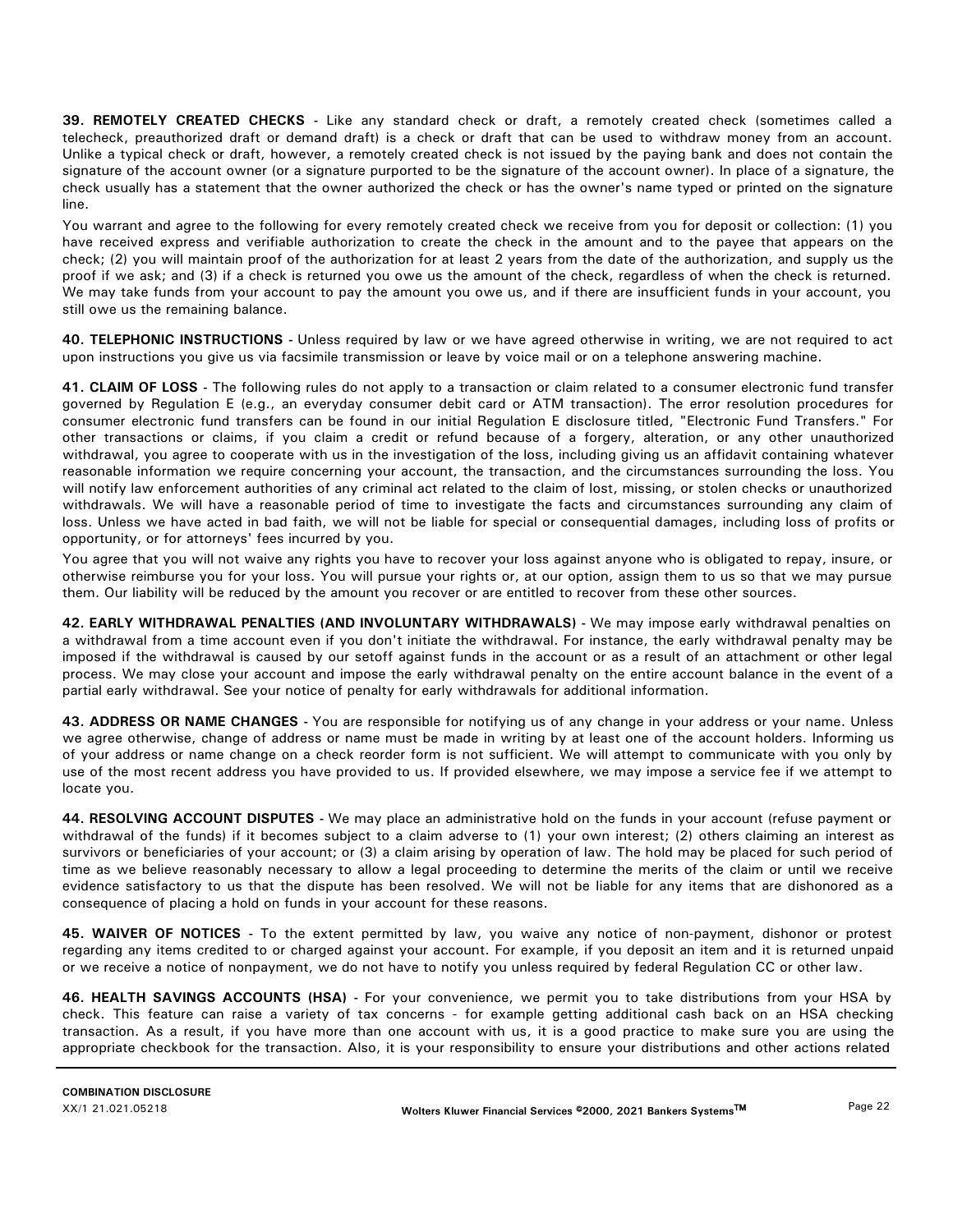**39. REMOTELY CREATED CHECKS** - Like any standard check or draft, a remotely created check (sometimes called a telecheck, preauthorized draft or demand draft) is a check or draft that can be used to withdraw money from an account. Unlike a typical check or draft, however, a remotely created check is not issued by the paying bank and does not contain the signature of the account owner (or a signature purported to be the signature of the account owner). In place of a signature, the check usually has a statement that the owner authorized the check or has the owner's name typed or printed on the signature line.

You warrant and agree to the following for every remotely created check we receive from you for deposit or collection: (1) you have received express and verifiable authorization to create the check in the amount and to the payee that appears on the check; (2) you will maintain proof of the authorization for at least 2 years from the date of the authorization, and supply us the proof if we ask; and (3) if a check is returned you owe us the amount of the check, regardless of when the check is returned. We may take funds from your account to pay the amount you owe us, and if there are insufficient funds in your account, you still owe us the remaining balance.

**40. TELEPHONIC INSTRUCTIONS** - Unless required by law or we have agreed otherwise in writing, we are not required to act upon instructions you give us via facsimile transmission or leave by voice mail or on a telephone answering machine.

**41. CLAIM OF LOSS** - The following rules do not apply to a transaction or claim related to a consumer electronic fund transfer governed by Regulation E (e.g., an everyday consumer debit card or ATM transaction). The error resolution procedures for consumer electronic fund transfers can be found in our initial Regulation E disclosure titled, "Electronic Fund Transfers." For other transactions or claims, if you claim a credit or refund because of a forgery, alteration, or any other unauthorized withdrawal, you agree to cooperate with us in the investigation of the loss, including giving us an affidavit containing whatever reasonable information we require concerning your account, the transaction, and the circumstances surrounding the loss. You will notify law enforcement authorities of any criminal act related to the claim of lost, missing, or stolen checks or unauthorized withdrawals. We will have a reasonable period of time to investigate the facts and circumstances surrounding any claim of loss. Unless we have acted in bad faith, we will not be liable for special or consequential damages, including loss of profits or opportunity, or for attorneys' fees incurred by you.

You agree that you will not waive any rights you have to recover your loss against anyone who is obligated to repay, insure, or otherwise reimburse you for your loss. You will pursue your rights or, at our option, assign them to us so that we may pursue them. Our liability will be reduced by the amount you recover or are entitled to recover from these other sources.

**42. EARLY WITHDRAWAL PENALTIES (AND INVOLUNTARY WITHDRAWALS)** - We may impose early withdrawal penalties on a withdrawal from a time account even if you don't initiate the withdrawal. For instance, the early withdrawal penalty may be imposed if the withdrawal is caused by our setoff against funds in the account or as a result of an attachment or other legal process. We may close your account and impose the early withdrawal penalty on the entire account balance in the event of a partial early withdrawal. See your notice of penalty for early withdrawals for additional information.

**43. ADDRESS OR NAME CHANGES** - You are responsible for notifying us of any change in your address or your name. Unless we agree otherwise, change of address or name must be made in writing by at least one of the account holders. Informing us of your address or name change on a check reorder form is not sufficient. We will attempt to communicate with you only by use of the most recent address you have provided to us. If provided elsewhere, we may impose a service fee if we attempt to locate you.

**44. RESOLVING ACCOUNT DISPUTES** - We may place an administrative hold on the funds in your account (refuse payment or withdrawal of the funds) if it becomes subject to a claim adverse to (1) your own interest; (2) others claiming an interest as survivors or beneficiaries of your account; or (3) a claim arising by operation of law. The hold may be placed for such period of time as we believe reasonably necessary to allow a legal proceeding to determine the merits of the claim or until we receive evidence satisfactory to us that the dispute has been resolved. We will not be liable for any items that are dishonored as a consequence of placing a hold on funds in your account for these reasons.

**45. WAIVER OF NOTICES** - To the extent permitted by law, you waive any notice of non-payment, dishonor or protest regarding any items credited to or charged against your account. For example, if you deposit an item and it is returned unpaid or we receive a notice of nonpayment, we do not have to notify you unless required by federal Regulation CC or other law.

**46. HEALTH SAVINGS ACCOUNTS (HSA)** - For your convenience, we permit you to take distributions from your HSA by check. This feature can raise a variety of tax concerns - for example getting additional cash back on an HSA checking transaction. As a result, if you have more than one account with us, it is a good practice to make sure you are using the appropriate checkbook for the transaction. Also, it is your responsibility to ensure your distributions and other actions related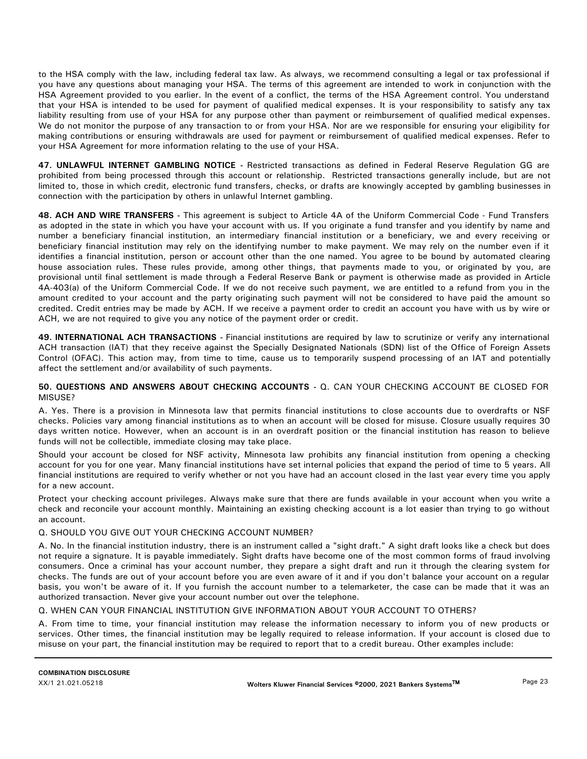to the HSA comply with the law, including federal tax law. As always, we recommend consulting a legal or tax professional if you have any questions about managing your HSA. The terms of this agreement are intended to work in conjunction with the HSA Agreement provided to you earlier. In the event of a conflict, the terms of the HSA Agreement control. You understand that your HSA is intended to be used for payment of qualified medical expenses. It is your responsibility to satisfy any tax liability resulting from use of your HSA for any purpose other than payment or reimbursement of qualified medical expenses. We do not monitor the purpose of any transaction to or from your HSA. Nor are we responsible for ensuring your eligibility for making contributions or ensuring withdrawals are used for payment or reimbursement of qualified medical expenses. Refer to your HSA Agreement for more information relating to the use of your HSA.

**47. UNLAWFUL INTERNET GAMBLING NOTICE** - Restricted transactions as defined in Federal Reserve Regulation GG are prohibited from being processed through this account or relationship. Restricted transactions generally include, but are not limited to, those in which credit, electronic fund transfers, checks, or drafts are knowingly accepted by gambling businesses in connection with the participation by others in unlawful Internet gambling.

**48. ACH AND WIRE TRANSFERS** - This agreement is subject to Article 4A of the Uniform Commercial Code - Fund Transfers as adopted in the state in which you have your account with us. If you originate a fund transfer and you identify by name and number a beneficiary financial institution, an intermediary financial institution or a beneficiary, we and every receiving or beneficiary financial institution may rely on the identifying number to make payment. We may rely on the number even if it identifies a financial institution, person or account other than the one named. You agree to be bound by automated clearing house association rules. These rules provide, among other things, that payments made to you, or originated by you, are provisional until final settlement is made through a Federal Reserve Bank or payment is otherwise made as provided in Article 4A-403(a) of the Uniform Commercial Code. If we do not receive such payment, we are entitled to a refund from you in the amount credited to your account and the party originating such payment will not be considered to have paid the amount so credited. Credit entries may be made by ACH. If we receive a payment order to credit an account you have with us by wire or ACH, we are not required to give you any notice of the payment order or credit.

**49. INTERNATIONAL ACH TRANSACTIONS** - Financial institutions are required by law to scrutinize or verify any international ACH transaction (IAT) that they receive against the Specially Designated Nationals (SDN) list of the Office of Foreign Assets Control (OFAC). This action may, from time to time, cause us to temporarily suspend processing of an IAT and potentially affect the settlement and/or availability of such payments.

**50. QUESTIONS AND ANSWERS ABOUT CHECKING ACCOUNTS** - Q. CAN YOUR CHECKING ACCOUNT BE CLOSED FOR MISUSE?

A. Yes. There is a provision in Minnesota law that permits financial institutions to close accounts due to overdrafts or NSF checks. Policies vary among financial institutions as to when an account will be closed for misuse. Closure usually requires 30 days written notice. However, when an account is in an overdraft position or the financial institution has reason to believe funds will not be collectible, immediate closing may take place.

Should your account be closed for NSF activity, Minnesota law prohibits any financial institution from opening a checking account for you for one year. Many financial institutions have set internal policies that expand the period of time to 5 years. All financial institutions are required to verify whether or not you have had an account closed in the last year every time you apply for a new account.

Protect your checking account privileges. Always make sure that there are funds available in your account when you write a check and reconcile your account monthly. Maintaining an existing checking account is a lot easier than trying to go without an account.

Q. SHOULD YOU GIVE OUT YOUR CHECKING ACCOUNT NUMBER?

A. No. In the financial institution industry, there is an instrument called a "sight draft." A sight draft looks like a check but does not require a signature. It is payable immediately. Sight drafts have become one of the most common forms of fraud involving consumers. Once a criminal has your account number, they prepare a sight draft and run it through the clearing system for checks. The funds are out of your account before you are even aware of it and if you don't balance your account on a regular basis, you won't be aware of it. If you furnish the account number to a telemarketer, the case can be made that it was an authorized transaction. Never give your account number out over the telephone.

Q. WHEN CAN YOUR FINANCIAL INSTITUTION GIVE INFORMATION ABOUT YOUR ACCOUNT TO OTHERS?

A. From time to time, your financial institution may release the information necessary to inform you of new products or services. Other times, the financial institution may be legally required to release information. If your account is closed due to misuse on your part, the financial institution may be required to report that to a credit bureau. Other examples include: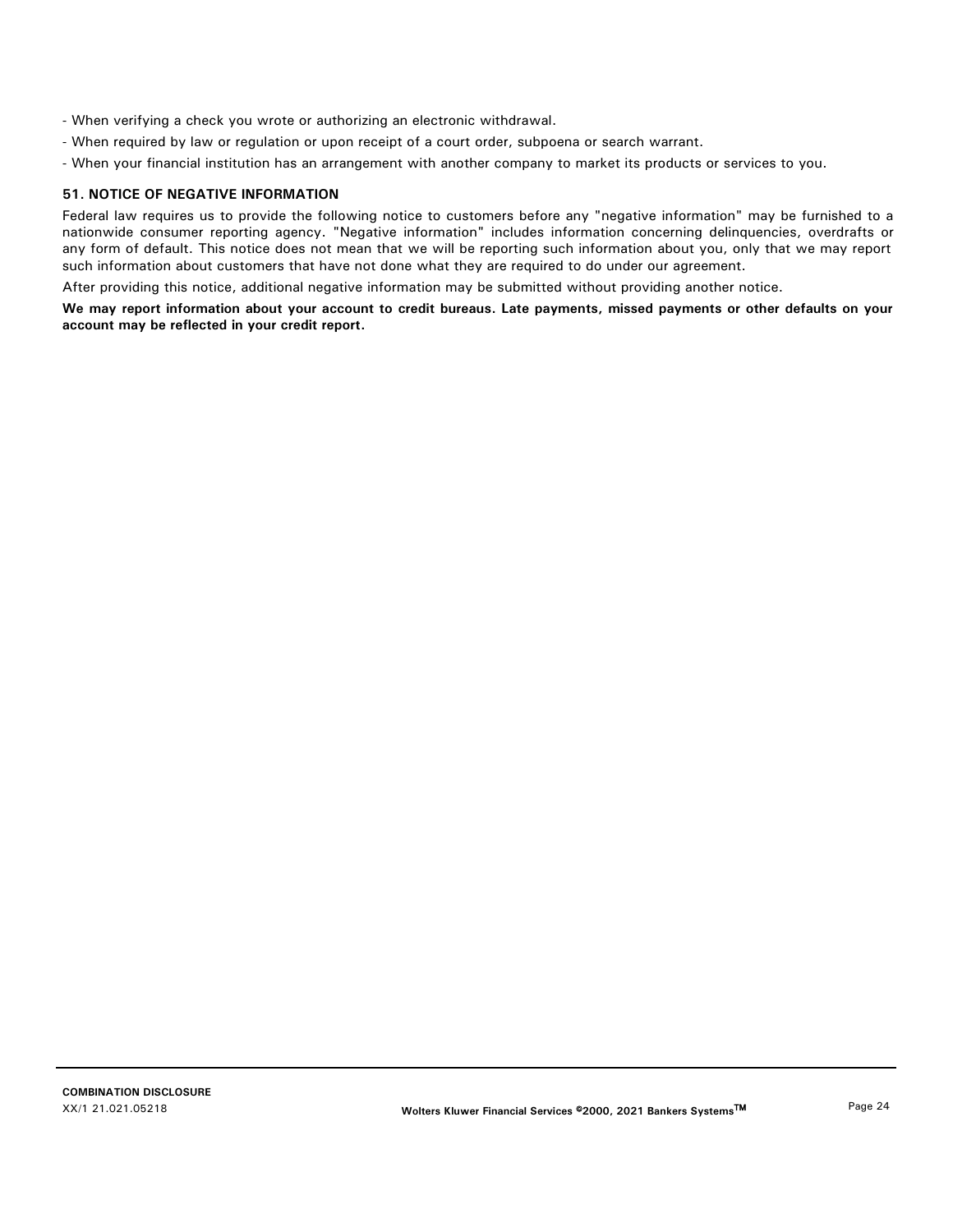- When verifying a check you wrote or authorizing an electronic withdrawal.
- When required by law or regulation or upon receipt of a court order, subpoena or search warrant.
- When your financial institution has an arrangement with another company to market its products or services to you.

**51. NOTICE OF NEGATIVE INFORMATION**

Federal law requires us to provide the following notice to customers before any "negative information" may be furnished to a nationwide consumer reporting agency. "Negative information" includes information concerning delinquencies, overdrafts or any form of default. This notice does not mean that we will be reporting such information about you, only that we may report such information about customers that have not done what they are required to do under our agreement.

After providing this notice, additional negative information may be submitted without providing another notice.

**We may report information about your account to credit bureaus. Late payments, missed payments or other defaults on your account may be reflected in your credit report.**